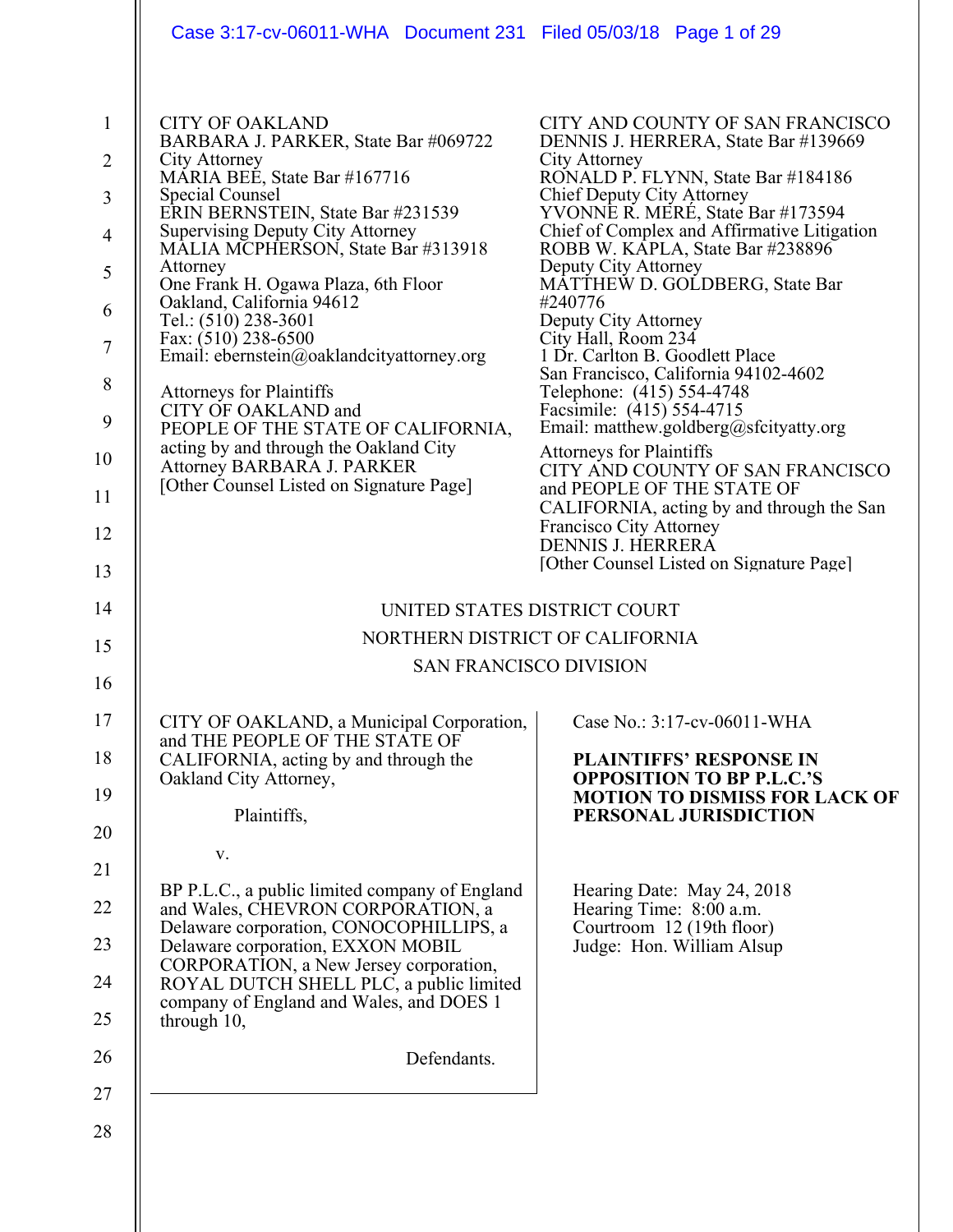CITY OF OAKLAND
BARBARA J. PARKER, State Bar #069722
City Attorney
MARIA BEE, State Bar #167716
Special Counsel
ERIN BERNSTEIN, State Bar #231539
Supervising Deputy City Attorney
MALIA MCPHERSON, State Bar #313918
Attorney
One Frank H. Ogawa Plaza, 6th Floor
Oakland, California 94612
Tel.: (510) 238-3601
Fax: (510) 238-6500
Email: ebernstein@oaklandcityattorney.org

Attorneys for Plaintiffs
CITY OF OAKLAND and
PEOPLE OF THE STATE OF CALIFORNIA, acting by and through the Oakland City Attorney BARBARA J. PARKER
[Other Counsel Listed on Signature Page]

CITY AND COUNTY OF SAN FRANCISCO
DENNIS J. HERRERA, State Bar #139669
City Attorney
RONALD P. FLYNN, State Bar #184186
Chief Deputy City Attorney
YVONNE R. MERÉ, State Bar #173594
Chief of Complex and Affirmative Litigation
ROBB W. KAPLA, State Bar #238896
Deputy City Attorney
MATTHEW D. GOLDBERG, State Bar #240776
Deputy City Attorney
City Hall, Room 234
1 Dr. Carlton B. Goodlett Place
San Francisco, California 94102-4602
Telephone: (415) 554-4748
Facsimile: (415) 554-4715
Email: matthew.goldberg@sfcityatty.org

Attorneys for Plaintiffs
CITY AND COUNTY OF SAN FRANCISCO and PEOPLE OF THE STATE OF CALIFORNIA, acting by and through the San Francisco City Attorney
DENNIS J. HERRERA
[Other Counsel Listed on Signature Page]

UNITED STATES DISTRICT COURT
NORTHERN DISTRICT OF CALIFORNIA
SAN FRANCISCO DIVISION

CITY OF OAKLAND, a Municipal Corporation, and THE PEOPLE OF THE STATE OF CALIFORNIA, acting by and through the Oakland City Attorney,

Plaintiffs,

v.

BP P.L.C., a public limited company of England and Wales, CHEVRON CORPORATION, a Delaware corporation, CONOCOPHILLIPS, a Delaware corporation, EXXON MOBIL CORPORATION, a New Jersey corporation, ROYAL DUTCH SHELL PLC, a public limited company of England and Wales, and DOES 1 through 10,

Defendants.

Case No.: 3:17-cv-06011-WHA

**PLAINTIFFS' RESPONSE IN OPPOSITION TO BP P.L.C.'S MOTION TO DISMISS FOR LACK OF PERSONAL JURISDICTION**

Hearing Date: May 24, 2018
Hearing Time: 8:00 a.m.
Courtroom 12 (19th floor)
Judge: Hon. William Alsup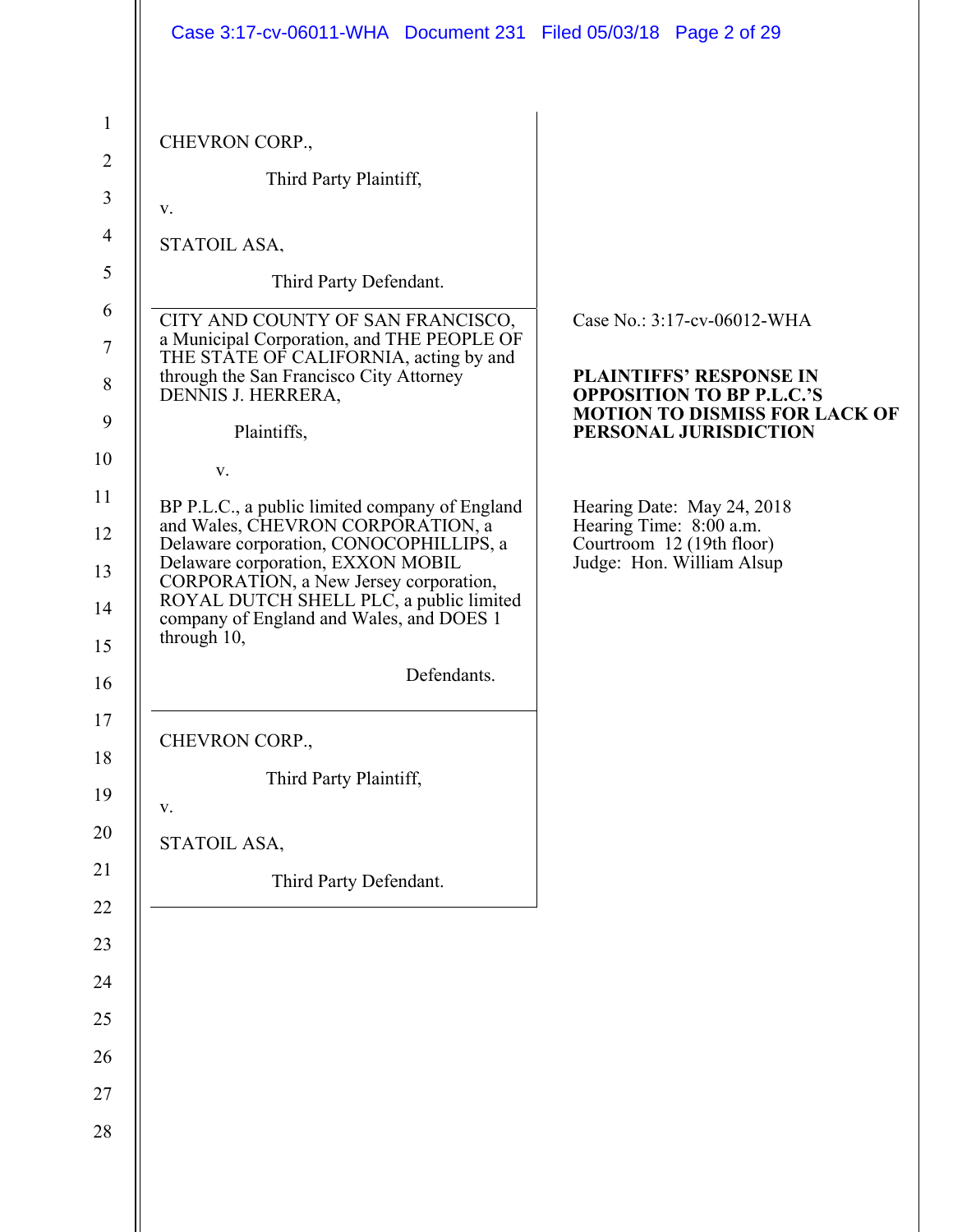CHEVRON CORP.,

Third Party Plaintiff,

v.

STATOIL ASA,

Third Party Defendant.

---

CITY AND COUNTY OF SAN FRANCISCO, a Municipal Corporation, and THE PEOPLE OF THE STATE OF CALIFORNIA, acting by and through the San Francisco City Attorney DENNIS J. HERRERA,

Plaintiffs,

v.

BP P.L.C., a public limited company of England and Wales, CHEVRON CORPORATION, a Delaware corporation, CONOCOPHILLIPS, a Delaware corporation, EXXON MOBIL CORPORATION, a New Jersey corporation, ROYAL DUTCH SHELL PLC, a public limited company of England and Wales, and DOES 1 through 10,

Defendants.

---

CHEVRON CORP.,

Third Party Plaintiff,

v.

STATOIL ASA,

Third Party Defendant.

---

Case No.: 3:17-cv-06012-WHA

**PLAINTIFFS' RESPONSE IN OPPOSITION TO BP P.L.C.'S MOTION TO DISMISS FOR LACK OF PERSONAL JURISDICTION**

Hearing Date: May 24, 2018
Hearing Time: 8:00 a.m.
Courtroom 12 (19th floor)
Judge: Hon. William Alsup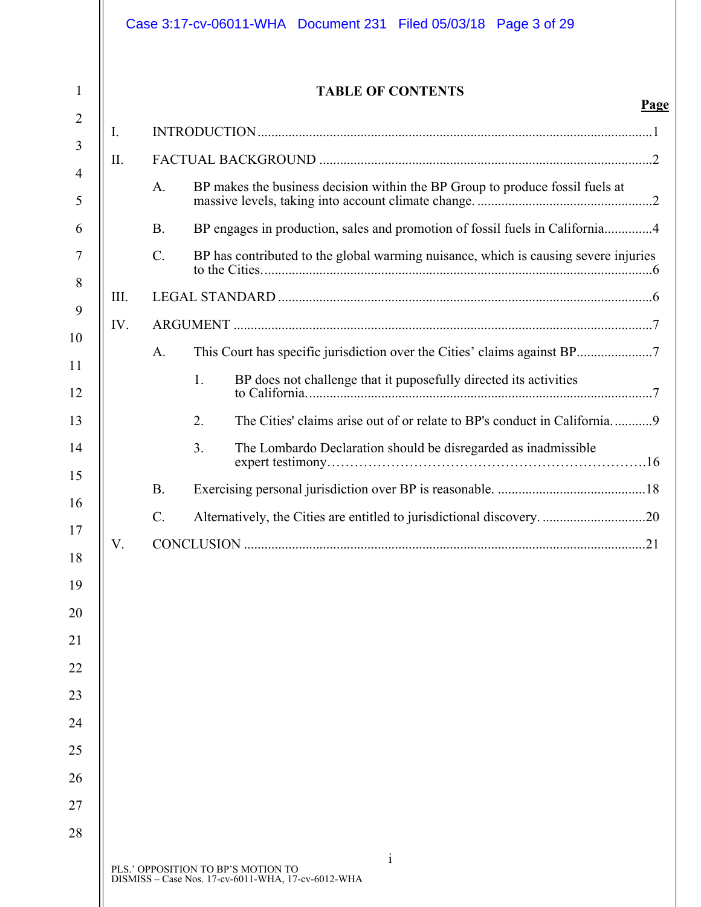# TABLE OF CONTENTS

| | | Page |
|---|---|---|
| I. | INTRODUCTION | 1 |
| II. | FACTUAL BACKGROUND | 2 |
| | A. BP makes the business decision within the BP Group to produce fossil fuels at massive levels, taking into account climate change. | 2 |
| | B. BP engages in production, sales and promotion of fossil fuels in California | 4 |
| | C. BP has contributed to the global warming nuisance, which is causing severe injuries to the Cities. | 6 |
| III. | LEGAL STANDARD | 6 |
| IV. | ARGUMENT | 7 |
| | A. This Court has specific jurisdiction over the Cities' claims against BP | 7 |
| | 1. BP does not challenge that it puposefully directed its activities to California. | 7 |
| | 2. The Cities' claims arise out of or relate to BP's conduct in California. | 9 |
| | 3. The Lombardo Declaration should be disregarded as inadmissible expert testimony | 16 |
| | B. Exercising personal jurisdiction over BP is reasonable. | 18 |
| | C. Alternatively, the Cities are entitled to jurisdictional discovery. | 20 |
| V. | CONCLUSION | 21 |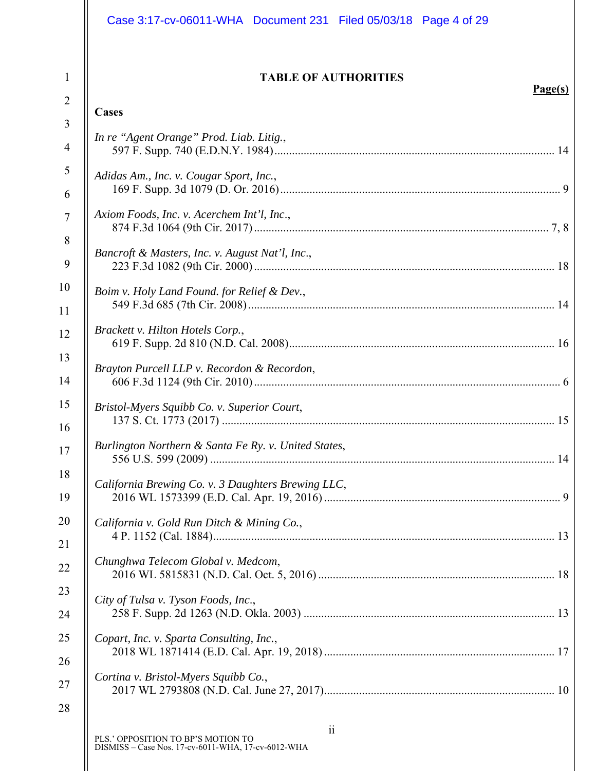# TABLE OF AUTHORITIES

**Page(s)**

## Cases

*In re "Agent Orange" Prod. Liab. Litig.*,
597 F. Supp. 740 (E.D.N.Y. 1984) ... 14

*Adidas Am., Inc. v. Cougar Sport, Inc.*,
169 F. Supp. 3d 1079 (D. Or. 2016) ... 9

*Axiom Foods, Inc. v. Acerchem Int'l, Inc*.,
874 F.3d 1064 (9th Cir. 2017) ... 7, 8

*Bancroft & Masters, Inc. v. August Nat'l, Inc*.,
223 F.3d 1082 (9th Cir. 2000) ... 18

*Boim v. Holy Land Found. for Relief & Dev*.,
549 F.3d 685 (7th Cir. 2008) ... 14

*Brackett v. Hilton Hotels Corp.*,
619 F. Supp. 2d 810 (N.D. Cal. 2008) ... 16

*Brayton Purcell LLP v. Recordon & Recordon*,
606 F.3d 1124 (9th Cir. 2010) ... 6

*Bristol-Myers Squibb Co. v. Superior Court*,
137 S. Ct. 1773 (2017) ... 15

*Burlington Northern & Santa Fe Ry. v. United States*,
556 U.S. 599 (2009) ... 14

*California Brewing Co. v. 3 Daughters Brewing LLC*,
2016 WL 1573399 (E.D. Cal. Apr. 19, 2016) ... 9

*California v. Gold Run Ditch & Mining Co.*,
4 P. 1152 (Cal. 1884) ... 13

*Chunghwa Telecom Global v. Medcom*,
2016 WL 5815831 (N.D. Cal. Oct. 5, 2016) ... 18

*City of Tulsa v. Tyson Foods, Inc*.,
258 F. Supp. 2d 1263 (N.D. Okla. 2003) ... 13

*Copart, Inc. v. Sparta Consulting, Inc.*,
2018 WL 1871414 (E.D. Cal. Apr. 19, 2018) ... 17

*Cortina v. Bristol-Myers Squibb Co.*,
2017 WL 2793808 (N.D. Cal. June 27, 2017) ... 10

PLS.' OPPOSITION TO BP'S MOTION TO DISMISS – Case Nos. 17-cv-6011-WHA, 17-cv-6012-WHA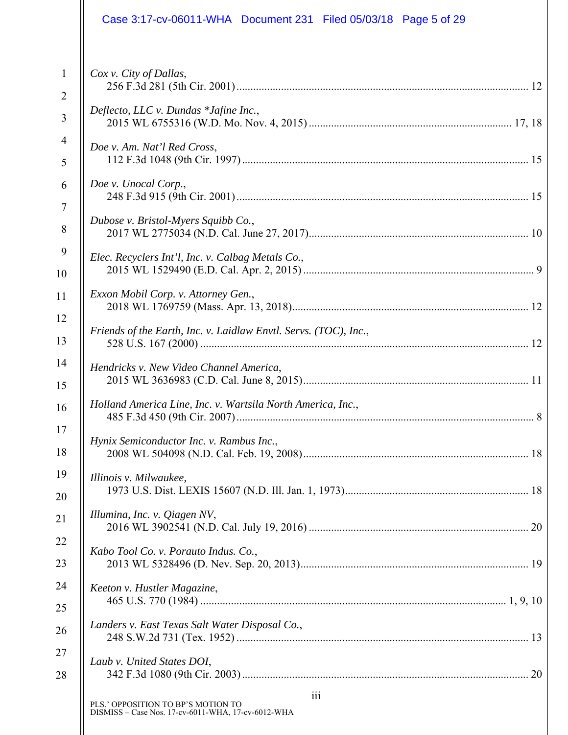*Cox v. City of Dallas*,
256 F.3d 281 (5th Cir. 2001) ........................................................................................................ 12

*Deflecto, LLC v. Dundas *Jafine Inc.*,
2015 WL 6755316 (W.D. Mo. Nov. 4, 2015) ........................................................................ 17, 18

*Doe v. Am. Nat'l Red Cross*,
112 F.3d 1048 (9th Cir. 1997) ...................................................................................................... 15

*Doe v. Unocal Corp.*,
248 F.3d 915 (9th Cir. 2001) ........................................................................................................ 15

*Dubose v. Bristol-Myers Squibb Co.*,
2017 WL 2775034 (N.D. Cal. June 27, 2017).............................................................................. 10

*Elec. Recyclers Int'l, Inc. v. Calbag Metals Co.*,
2015 WL 1529490 (E.D. Cal. Apr. 2, 2015) .................................................................................. 9

*Exxon Mobil Corp. v. Attorney Gen.*,
2018 WL 1769759 (Mass. Apr. 13, 2018).................................................................................... 12

*Friends of the Earth, Inc. v. Laidlaw Envtl. Servs. (TOC), Inc.*,
528 U.S. 167 (2000) ..................................................................................................................... 12

*Hendricks v. New Video Channel America*,
2015 WL 3636983 (C.D. Cal. June 8, 2015)................................................................................. 11

*Holland America Line, Inc. v. Wartsila North America, Inc.*,
485 F.3d 450 (9th Cir. 2007) .......................................................................................................... 8

*Hynix Semiconductor Inc. v. Rambus Inc.*,
2008 WL 504098 (N.D. Cal. Feb. 19, 2008) ................................................................................ 18

*Illinois v. Milwaukee*,
1973 U.S. Dist. LEXIS 15607 (N.D. Ill. Jan. 1, 1973)................................................................. 18

*Illumina, Inc. v. Qiagen NV*,
2016 WL 3902541 (N.D. Cal. July 19, 2016) .............................................................................. 20

*Kabo Tool Co. v. Porauto Indus. Co.*,
2013 WL 5328496 (D. Nev. Sep. 20, 2013)................................................................................. 19

*Keeton v. Hustler Magazine*,
465 U.S. 770 (1984) ............................................................................................................. 1, 9, 10

*Landers v. East Texas Salt Water Disposal Co.*,
248 S.W.2d 731 (Tex. 1952) ........................................................................................................ 13

*Laub v. United States DOI*,
342 F.3d 1080 (9th Cir. 2003) ...................................................................................................... 20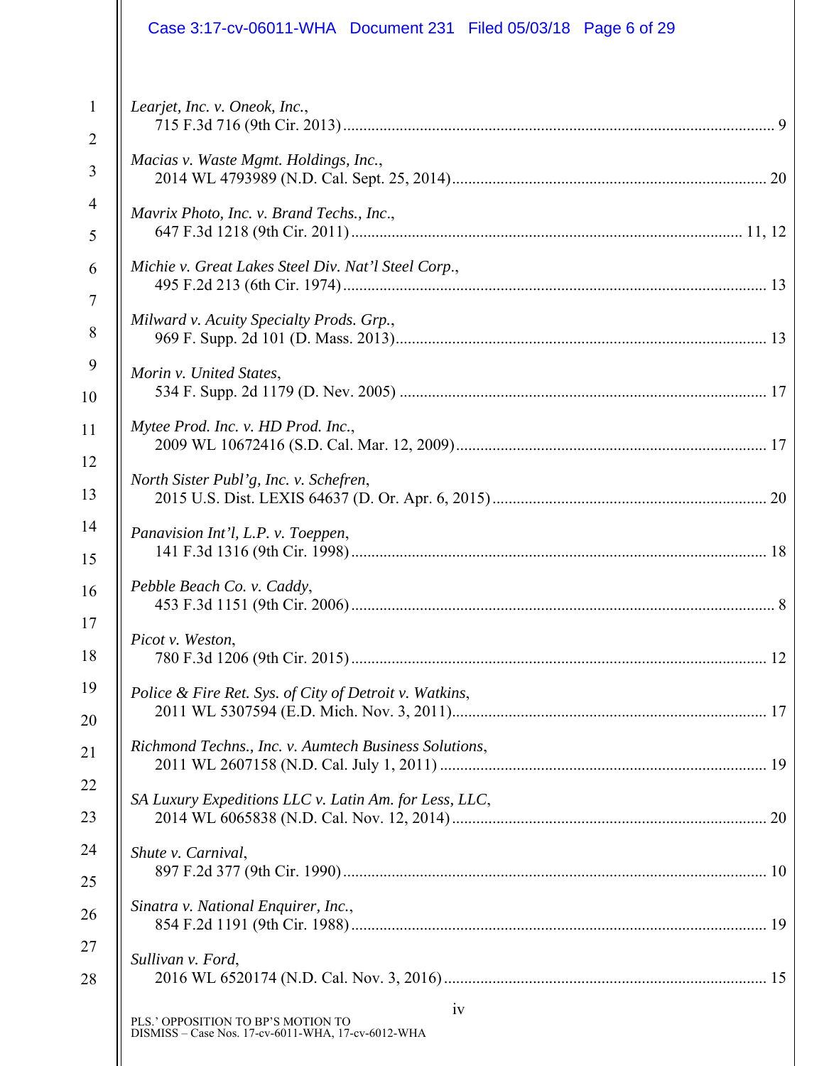*Learjet, Inc. v. Oneok, Inc.*,
715 F.3d 716 (9th Cir. 2013) .......... 9

*Macias v. Waste Mgmt. Holdings, Inc.*,
2014 WL 4793989 (N.D. Cal. Sept. 25, 2014) .......... 20

*Mavrix Photo, Inc. v. Brand Techs., Inc.*,
647 F.3d 1218 (9th Cir. 2011) .......... 11, 12

*Michie v. Great Lakes Steel Div. Nat'l Steel Corp.*,
495 F.2d 213 (6th Cir. 1974) .......... 13

*Milward v. Acuity Specialty Prods. Grp.*,
969 F. Supp. 2d 101 (D. Mass. 2013) .......... 13

*Morin v. United States*,
534 F. Supp. 2d 1179 (D. Nev. 2005) .......... 17

*Mytee Prod. Inc. v. HD Prod. Inc.*,
2009 WL 10672416 (S.D. Cal. Mar. 12, 2009) .......... 17

*North Sister Publ'g, Inc. v. Schefren*,
2015 U.S. Dist. LEXIS 64637 (D. Or. Apr. 6, 2015) .......... 20

*Panavision Int'l, L.P. v. Toeppen*,
141 F.3d 1316 (9th Cir. 1998) .......... 18

*Pebble Beach Co. v. Caddy*,
453 F.3d 1151 (9th Cir. 2006) .......... 8

*Picot v. Weston*,
780 F.3d 1206 (9th Cir. 2015) .......... 12

*Police & Fire Ret. Sys. of City of Detroit v. Watkins*,
2011 WL 5307594 (E.D. Mich. Nov. 3, 2011) .......... 17

*Richmond Techns., Inc. v. Aumtech Business Solutions*,
2011 WL 2607158 (N.D. Cal. July 1, 2011) .......... 19

*SA Luxury Expeditions LLC v. Latin Am. for Less, LLC*,
2014 WL 6065838 (N.D. Cal. Nov. 12, 2014) .......... 20

*Shute v. Carnival*,
897 F.2d 377 (9th Cir. 1990) .......... 10

*Sinatra v. National Enquirer, Inc.*,
854 F.2d 1191 (9th Cir. 1988) .......... 19

*Sullivan v. Ford*,
2016 WL 6520174 (N.D. Cal. Nov. 3, 2016) .......... 15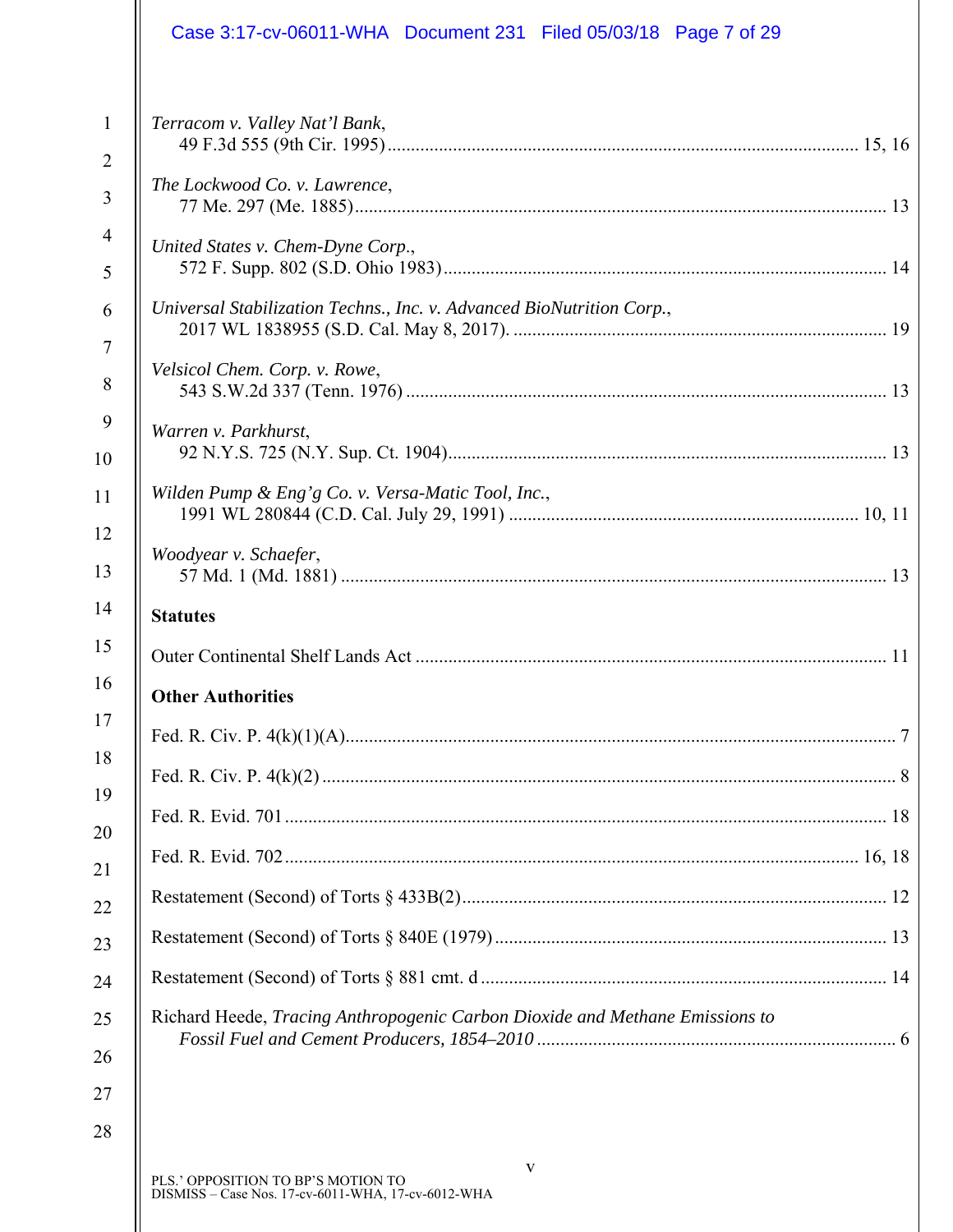*Terracom v. Valley Nat'l Bank*,
49 F.3d 555 (9th Cir. 1995) ........................................................................................ 15, 16

*The Lockwood Co. v. Lawrence*,
77 Me. 297 (Me. 1885) ................................................................................................... 13

*United States v. Chem-Dyne Corp.*,
572 F. Supp. 802 (S.D. Ohio 1983) ................................................................................. 14

*Universal Stabilization Techns., Inc. v. Advanced BioNutrition Corp.*,
2017 WL 1838955 (S.D. Cal. May 8, 2017). .................................................................. 19

*Velsicol Chem. Corp. v. Rowe*,
543 S.W.2d 337 (Tenn. 1976) ......................................................................................... 13

*Warren v. Parkhurst*,
92 N.Y.S. 725 (N.Y. Sup. Ct. 1904) ................................................................................ 13

*Wilden Pump & Eng'g Co. v. Versa-Matic Tool, Inc.*,
1991 WL 280844 (C.D. Cal. July 29, 1991) ............................................................. 10, 11

*Woodyear v. Schaefer*,
57 Md. 1 (Md. 1881) ....................................................................................................... 13

**Statutes**

Outer Continental Shelf Lands Act ...................................................................................... 11

**Other Authorities**

Fed. R. Civ. P. 4(k)(1)(A) ....................................................................................................... 7

Fed. R. Civ. P. 4(k)(2) ............................................................................................................ 8

Fed. R. Evid. 701 .................................................................................................................. 18

Fed. R. Evid. 702 ............................................................................................................ 16, 18

Restatement (Second) of Torts § 433B(2) ............................................................................ 12

Restatement (Second) of Torts § 840E (1979) ...................................................................... 13

Restatement (Second) of Torts § 881 cmt. d ......................................................................... 14

Richard Heede, *Tracing Anthropogenic Carbon Dioxide and Methane Emissions to Fossil Fuel and Cement Producers, 1854–2010* ............................................................................... 6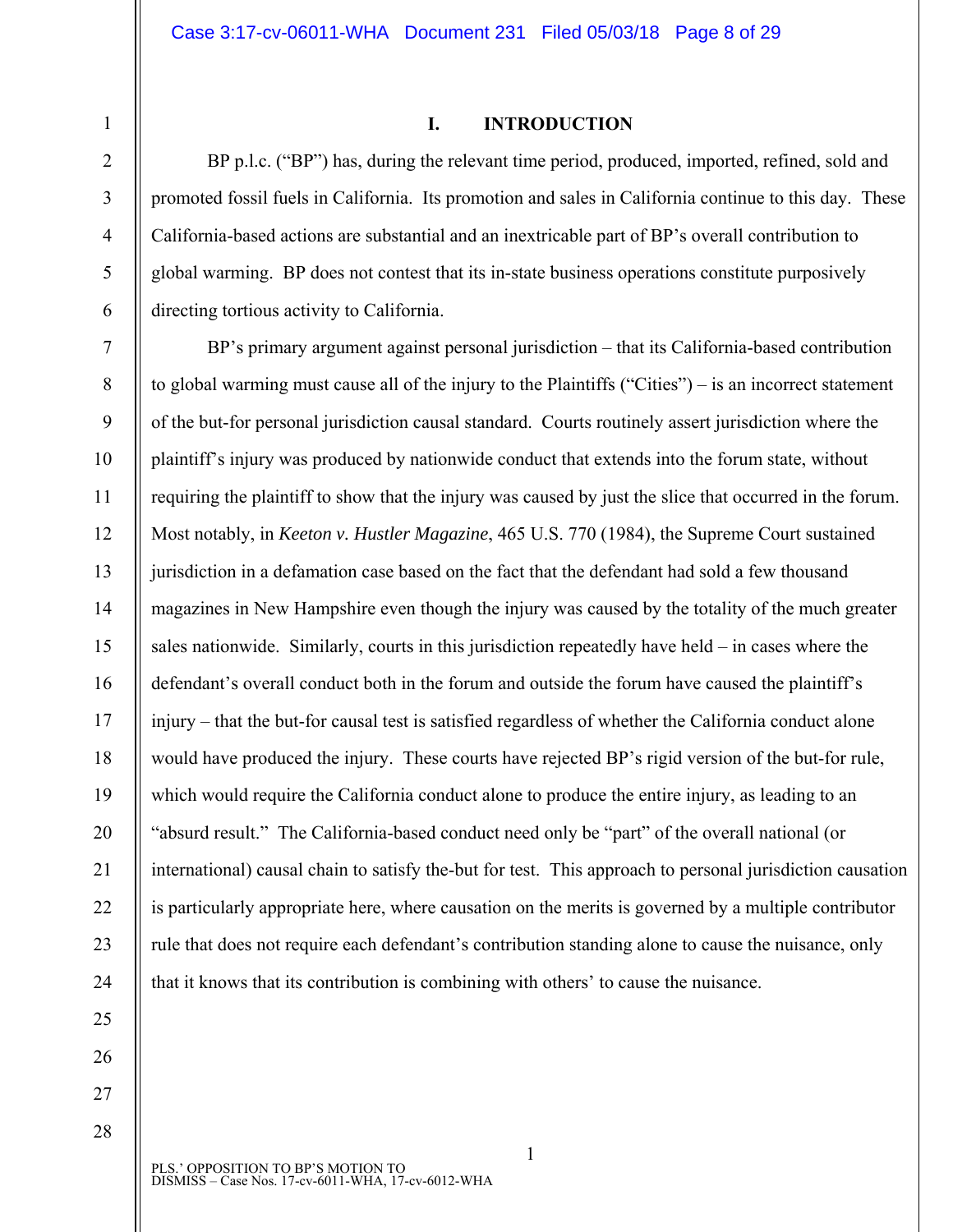## I. INTRODUCTION

BP p.l.c. ("BP") has, during the relevant time period, produced, imported, refined, sold and promoted fossil fuels in California. Its promotion and sales in California continue to this day. These California-based actions are substantial and an inextricable part of BP's overall contribution to global warming. BP does not contest that its in-state business operations constitute purposively directing tortious activity to California.

BP's primary argument against personal jurisdiction – that its California-based contribution to global warming must cause all of the injury to the Plaintiffs ("Cities") – is an incorrect statement of the but-for personal jurisdiction causal standard. Courts routinely assert jurisdiction where the plaintiff's injury was produced by nationwide conduct that extends into the forum state, without requiring the plaintiff to show that the injury was caused by just the slice that occurred in the forum. Most notably, in *Keeton v. Hustler Magazine*, 465 U.S. 770 (1984), the Supreme Court sustained jurisdiction in a defamation case based on the fact that the defendant had sold a few thousand magazines in New Hampshire even though the injury was caused by the totality of the much greater sales nationwide. Similarly, courts in this jurisdiction repeatedly have held – in cases where the defendant's overall conduct both in the forum and outside the forum have caused the plaintiff's injury – that the but-for causal test is satisfied regardless of whether the California conduct alone would have produced the injury. These courts have rejected BP's rigid version of the but-for rule, which would require the California conduct alone to produce the entire injury, as leading to an "absurd result." The California-based conduct need only be "part" of the overall national (or international) causal chain to satisfy the-but for test. This approach to personal jurisdiction causation is particularly appropriate here, where causation on the merits is governed by a multiple contributor rule that does not require each defendant's contribution standing alone to cause the nuisance, only that it knows that its contribution is combining with others' to cause the nuisance.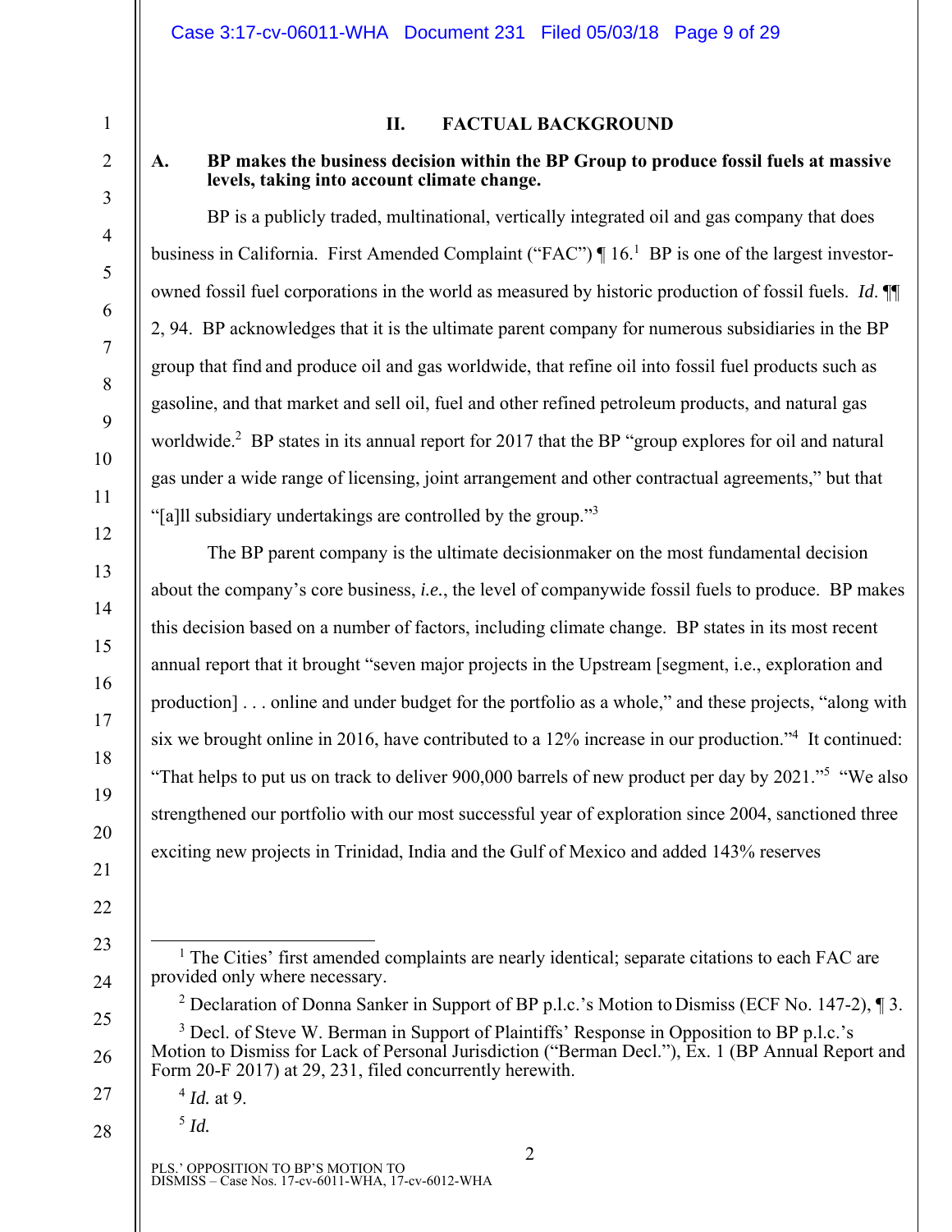## II. FACTUAL BACKGROUND

### A. BP makes the business decision within the BP Group to produce fossil fuels at massive levels, taking into account climate change.

BP is a publicly traded, multinational, vertically integrated oil and gas company that does business in California. First Amended Complaint ("FAC") ¶ 16.[1] BP is one of the largest investor-owned fossil fuel corporations in the world as measured by historic production of fossil fuels. *Id.* ¶¶ 2, 94. BP acknowledges that it is the ultimate parent company for numerous subsidiaries in the BP group that find and produce oil and gas worldwide, that refine oil into fossil fuel products such as gasoline, and that market and sell oil, fuel and other refined petroleum products, and natural gas worldwide.[2] BP states in its annual report for 2017 that the BP "group explores for oil and natural gas under a wide range of licensing, joint arrangement and other contractual agreements," but that "[a]ll subsidiary undertakings are controlled by the group."[3]

The BP parent company is the ultimate decisionmaker on the most fundamental decision about the company's core business, *i.e.*, the level of companywide fossil fuels to produce. BP makes this decision based on a number of factors, including climate change. BP states in its most recent annual report that it brought "seven major projects in the Upstream [segment, i.e., exploration and production] . . . online and under budget for the portfolio as a whole," and these projects, "along with six we brought online in 2016, have contributed to a 12% increase in our production."[4] It continued: "That helps to put us on track to deliver 900,000 barrels of new product per day by 2021."[5] "We also strengthened our portfolio with our most successful year of exploration since 2004, sanctioned three exciting new projects in Trinidad, India and the Gulf of Mexico and added 143% reserves

---

[1] The Cities' first amended complaints are nearly identical; separate citations to each FAC are provided only where necessary.

[2] Declaration of Donna Sanker in Support of BP p.l.c.'s Motion to Dismiss (ECF No. 147-2), ¶ 3.

[3] Decl. of Steve W. Berman in Support of Plaintiffs' Response in Opposition to BP p.l.c.'s Motion to Dismiss for Lack of Personal Jurisdiction ("Berman Decl."), Ex. 1 (BP Annual Report and Form 20-F 2017) at 29, 231, filed concurrently herewith.

[4] *Id.* at 9.

[5] *Id.*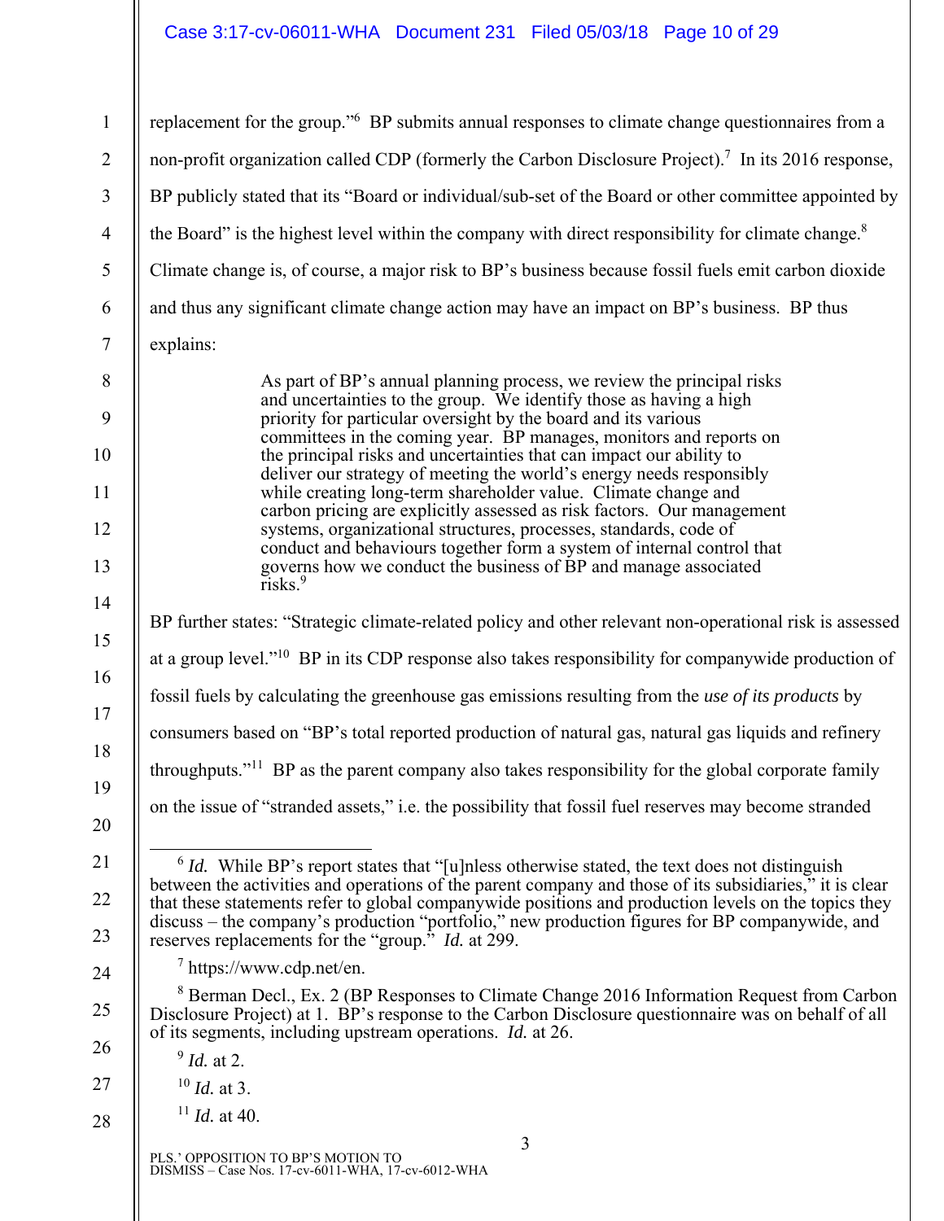replacement for the group."[6] BP submits annual responses to climate change questionnaires from a non-profit organization called CDP (formerly the Carbon Disclosure Project).[7] In its 2016 response, BP publicly stated that its "Board or individual/sub-set of the Board or other committee appointed by the Board" is the highest level within the company with direct responsibility for climate change.[8] Climate change is, of course, a major risk to BP's business because fossil fuels emit carbon dioxide and thus any significant climate change action may have an impact on BP's business. BP thus explains:

> As part of BP's annual planning process, we review the principal risks and uncertainties to the group. We identify those as having a high priority for particular oversight by the board and its various committees in the coming year. BP manages, monitors and reports on the principal risks and uncertainties that can impact our ability to deliver our strategy of meeting the world's energy needs responsibly while creating long-term shareholder value. Climate change and carbon pricing are explicitly assessed as risk factors. Our management systems, organizational structures, processes, standards, code of conduct and behaviours together form a system of internal control that governs how we conduct the business of BP and manage associated risks.[9]

BP further states: "Strategic climate-related policy and other relevant non-operational risk is assessed at a group level."[10] BP in its CDP response also takes responsibility for companywide production of fossil fuels by calculating the greenhouse gas emissions resulting from the *use of its products* by consumers based on "BP's total reported production of natural gas, natural gas liquids and refinery throughputs."[11] BP as the parent company also takes responsibility for the global corporate family on the issue of "stranded assets," i.e. the possibility that fossil fuel reserves may become stranded

---

[6] *Id.* While BP's report states that "[u]nless otherwise stated, the text does not distinguish between the activities and operations of the parent company and those of its subsidiaries," it is clear that these statements refer to global companywide positions and production levels on the topics they discuss – the company's production "portfolio," new production figures for BP companywide, and reserves replacements for the "group." *Id.* at 299.

[7] https://www.cdp.net/en.

[8] Berman Decl., Ex. 2 (BP Responses to Climate Change 2016 Information Request from Carbon Disclosure Project) at 1. BP's response to the Carbon Disclosure questionnaire was on behalf of all of its segments, including upstream operations. *Id.* at 26.

[9] *Id.* at 2.

[10] *Id.* at 3.

[11] *Id.* at 40.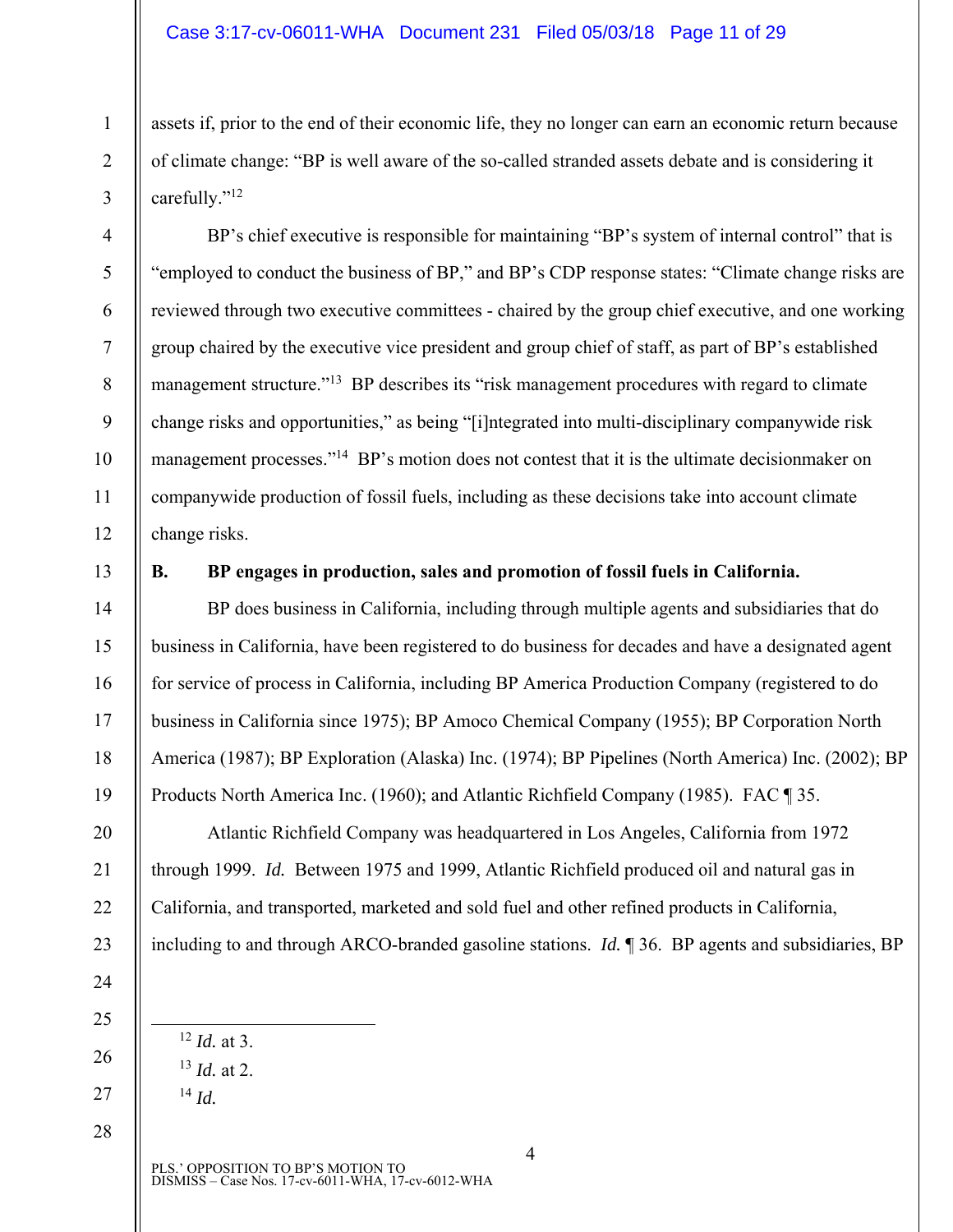assets if, prior to the end of their economic life, they no longer can earn an economic return because of climate change: "BP is well aware of the so-called stranded assets debate and is considering it carefully."[12]

BP's chief executive is responsible for maintaining "BP's system of internal control" that is "employed to conduct the business of BP," and BP's CDP response states: "Climate change risks are reviewed through two executive committees - chaired by the group chief executive, and one working group chaired by the executive vice president and group chief of staff, as part of BP's established management structure."[13] BP describes its "risk management procedures with regard to climate change risks and opportunities," as being "[i]ntegrated into multi-disciplinary companywide risk management processes."[14] BP's motion does not contest that it is the ultimate decisionmaker on companywide production of fossil fuels, including as these decisions take into account climate change risks.

**B. BP engages in production, sales and promotion of fossil fuels in California.**

BP does business in California, including through multiple agents and subsidiaries that do business in California, have been registered to do business for decades and have a designated agent for service of process in California, including BP America Production Company (registered to do business in California since 1975); BP Amoco Chemical Company (1955); BP Corporation North America (1987); BP Exploration (Alaska) Inc. (1974); BP Pipelines (North America) Inc. (2002); BP Products North America Inc. (1960); and Atlantic Richfield Company (1985). FAC ¶ 35.

Atlantic Richfield Company was headquartered in Los Angeles, California from 1972 through 1999. *Id.* Between 1975 and 1999, Atlantic Richfield produced oil and natural gas in California, and transported, marketed and sold fuel and other refined products in California, including to and through ARCO-branded gasoline stations. *Id.* ¶ 36. BP agents and subsidiaries, BP

---

[12] *Id.* at 3.

[13] *Id.* at 2.

[14] *Id.*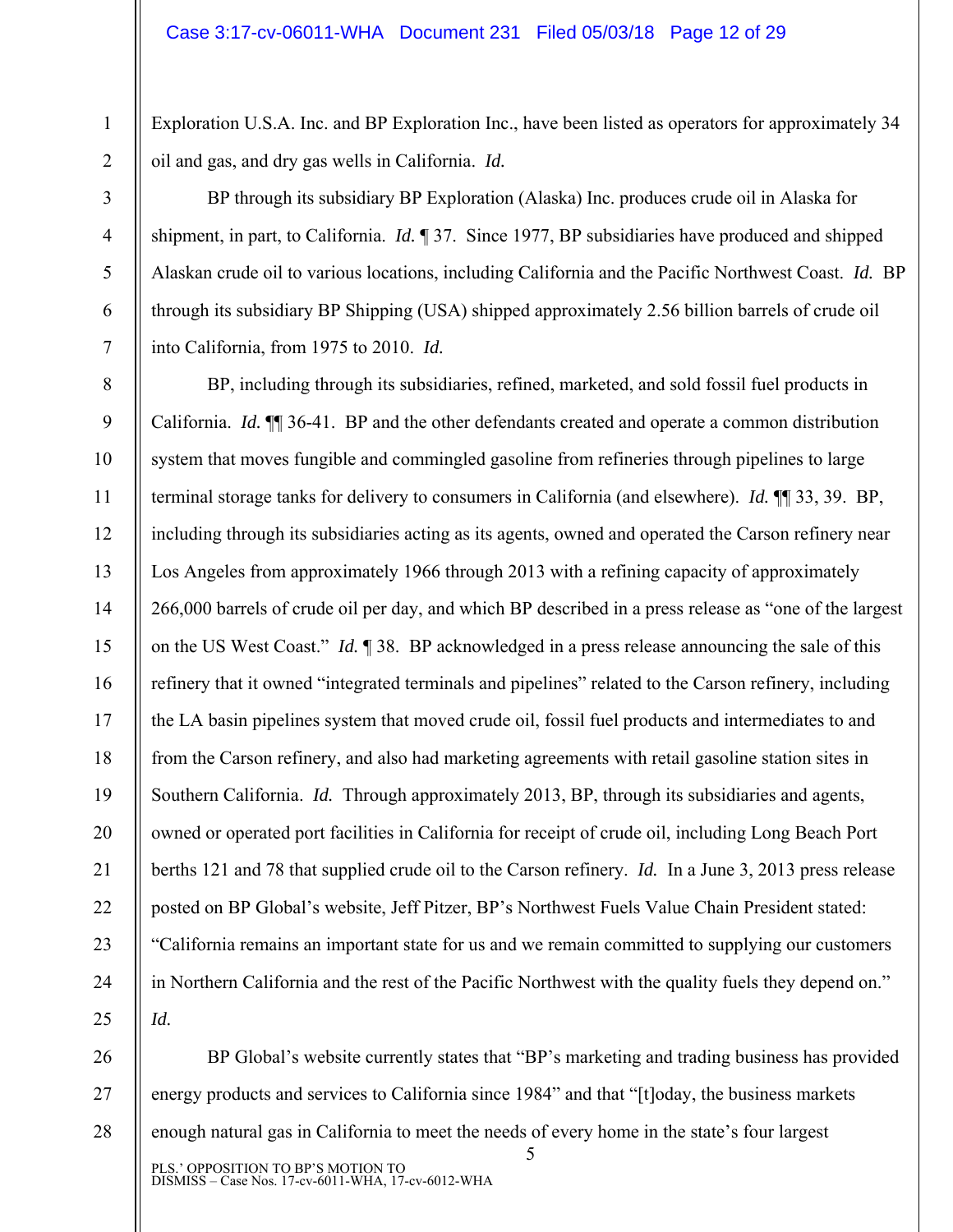Exploration U.S.A. Inc. and BP Exploration Inc., have been listed as operators for approximately 34 oil and gas, and dry gas wells in California. *Id.*

BP through its subsidiary BP Exploration (Alaska) Inc. produces crude oil in Alaska for shipment, in part, to California. *Id.* ¶ 37. Since 1977, BP subsidiaries have produced and shipped Alaskan crude oil to various locations, including California and the Pacific Northwest Coast. *Id.* BP through its subsidiary BP Shipping (USA) shipped approximately 2.56 billion barrels of crude oil into California, from 1975 to 2010. *Id.*

BP, including through its subsidiaries, refined, marketed, and sold fossil fuel products in California. *Id.* ¶¶ 36-41. BP and the other defendants created and operate a common distribution system that moves fungible and commingled gasoline from refineries through pipelines to large terminal storage tanks for delivery to consumers in California (and elsewhere). *Id.* ¶¶ 33, 39. BP, including through its subsidiaries acting as its agents, owned and operated the Carson refinery near Los Angeles from approximately 1966 through 2013 with a refining capacity of approximately 266,000 barrels of crude oil per day, and which BP described in a press release as "one of the largest on the US West Coast." *Id.* ¶ 38. BP acknowledged in a press release announcing the sale of this refinery that it owned "integrated terminals and pipelines" related to the Carson refinery, including the LA basin pipelines system that moved crude oil, fossil fuel products and intermediates to and from the Carson refinery, and also had marketing agreements with retail gasoline station sites in Southern California. *Id.* Through approximately 2013, BP, through its subsidiaries and agents, owned or operated port facilities in California for receipt of crude oil, including Long Beach Port berths 121 and 78 that supplied crude oil to the Carson refinery. *Id.* In a June 3, 2013 press release posted on BP Global's website, Jeff Pitzer, BP's Northwest Fuels Value Chain President stated: "California remains an important state for us and we remain committed to supplying our customers in Northern California and the rest of the Pacific Northwest with the quality fuels they depend on." *Id.*

BP Global's website currently states that "BP's marketing and trading business has provided energy products and services to California since 1984" and that "[t]oday, the business markets enough natural gas in California to meet the needs of every home in the state's four largest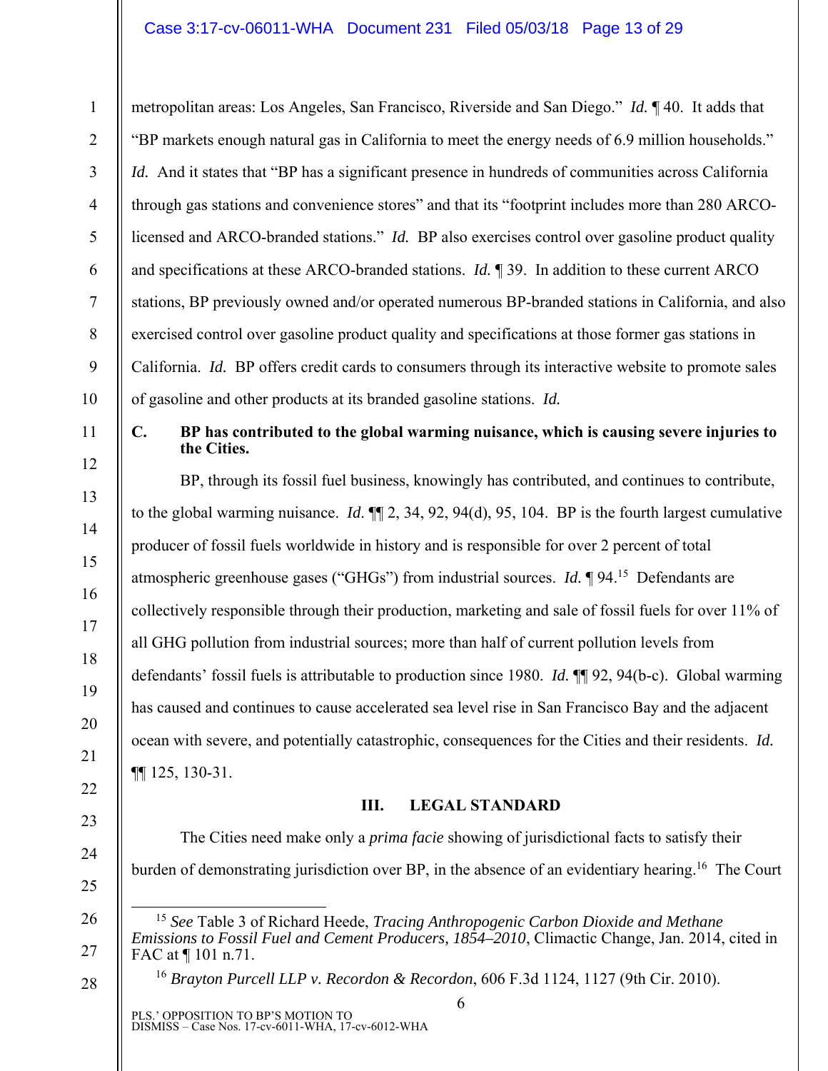metropolitan areas: Los Angeles, San Francisco, Riverside and San Diego." *Id.* ¶ 40. It adds that "BP markets enough natural gas in California to meet the energy needs of 6.9 million households." *Id.* And it states that "BP has a significant presence in hundreds of communities across California through gas stations and convenience stores" and that its "footprint includes more than 280 ARCO-licensed and ARCO-branded stations." *Id.* BP also exercises control over gasoline product quality and specifications at these ARCO-branded stations. *Id.* ¶ 39. In addition to these current ARCO stations, BP previously owned and/or operated numerous BP-branded stations in California, and also exercised control over gasoline product quality and specifications at those former gas stations in California. *Id.* BP offers credit cards to consumers through its interactive website to promote sales of gasoline and other products at its branded gasoline stations. *Id.*

### C. BP has contributed to the global warming nuisance, which is causing severe injuries to the Cities.

BP, through its fossil fuel business, knowingly has contributed, and continues to contribute, to the global warming nuisance. *Id.* ¶¶ 2, 34, 92, 94(d), 95, 104. BP is the fourth largest cumulative producer of fossil fuels worldwide in history and is responsible for over 2 percent of total atmospheric greenhouse gases ("GHGs") from industrial sources. *Id.* ¶ 94.[15] Defendants are collectively responsible through their production, marketing and sale of fossil fuels for over 11% of all GHG pollution from industrial sources; more than half of current pollution levels from defendants' fossil fuels is attributable to production since 1980. *Id.* ¶¶ 92, 94(b-c). Global warming has caused and continues to cause accelerated sea level rise in San Francisco Bay and the adjacent ocean with severe, and potentially catastrophic, consequences for the Cities and their residents. *Id.* ¶¶ 125, 130-31.

## III. LEGAL STANDARD

The Cities need make only a *prima facie* showing of jurisdictional facts to satisfy their burden of demonstrating jurisdiction over BP, in the absence of an evidentiary hearing.[16] The Court

---

[15] *See* Table 3 of Richard Heede, *Tracing Anthropogenic Carbon Dioxide and Methane Emissions to Fossil Fuel and Cement Producers, 1854–2010*, Climactic Change, Jan. 2014, cited in FAC at ¶ 101 n.71.

[16] *Brayton Purcell LLP v. Recordon & Recordon*, 606 F.3d 1124, 1127 (9th Cir. 2010).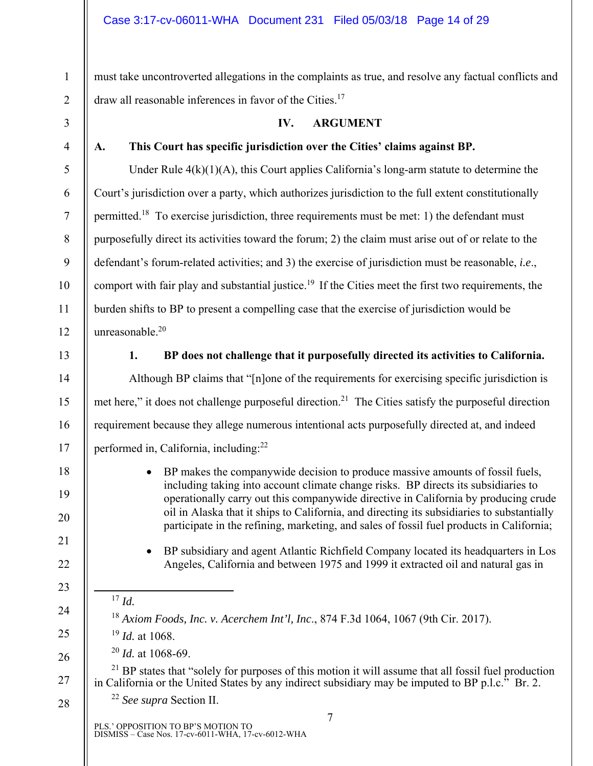must take uncontroverted allegations in the complaints as true, and resolve any factual conflicts and draw all reasonable inferences in favor of the Cities.[17]

## IV. ARGUMENT

### A. This Court has specific jurisdiction over the Cities' claims against BP.

Under Rule 4(k)(1)(A), this Court applies California's long-arm statute to determine the Court's jurisdiction over a party, which authorizes jurisdiction to the full extent constitutionally permitted.[18] To exercise jurisdiction, three requirements must be met: 1) the defendant must purposefully direct its activities toward the forum; 2) the claim must arise out of or relate to the defendant's forum-related activities; and 3) the exercise of jurisdiction must be reasonable, *i.e*., comport with fair play and substantial justice.[19] If the Cities meet the first two requirements, the burden shifts to BP to present a compelling case that the exercise of jurisdiction would be unreasonable.[20]

#### 1. BP does not challenge that it purposefully directed its activities to California.

Although BP claims that "[n]one of the requirements for exercising specific jurisdiction is met here," it does not challenge purposeful direction.[21] The Cities satisfy the purposeful direction requirement because they allege numerous intentional acts purposefully directed at, and indeed performed in, California, including:[22]

- BP makes the companywide decision to produce massive amounts of fossil fuels, including taking into account climate change risks. BP directs its subsidiaries to operationally carry out this companywide directive in California by producing crude oil in Alaska that it ships to California, and directing its subsidiaries to substantially participate in the refining, marketing, and sales of fossil fuel products in California;
- BP subsidiary and agent Atlantic Richfield Company located its headquarters in Los Angeles, California and between 1975 and 1999 it extracted oil and natural gas in

---

[17] *Id.*

[18] *Axiom Foods, Inc. v. Acerchem Int'l, Inc*., 874 F.3d 1064, 1067 (9th Cir. 2017).

[19] *Id.* at 1068.

[20] *Id.* at 1068-69.

[21] BP states that "solely for purposes of this motion it will assume that all fossil fuel production in California or the United States by any indirect subsidiary may be imputed to BP p.l.c." Br. 2.

[22] *See supra* Section II.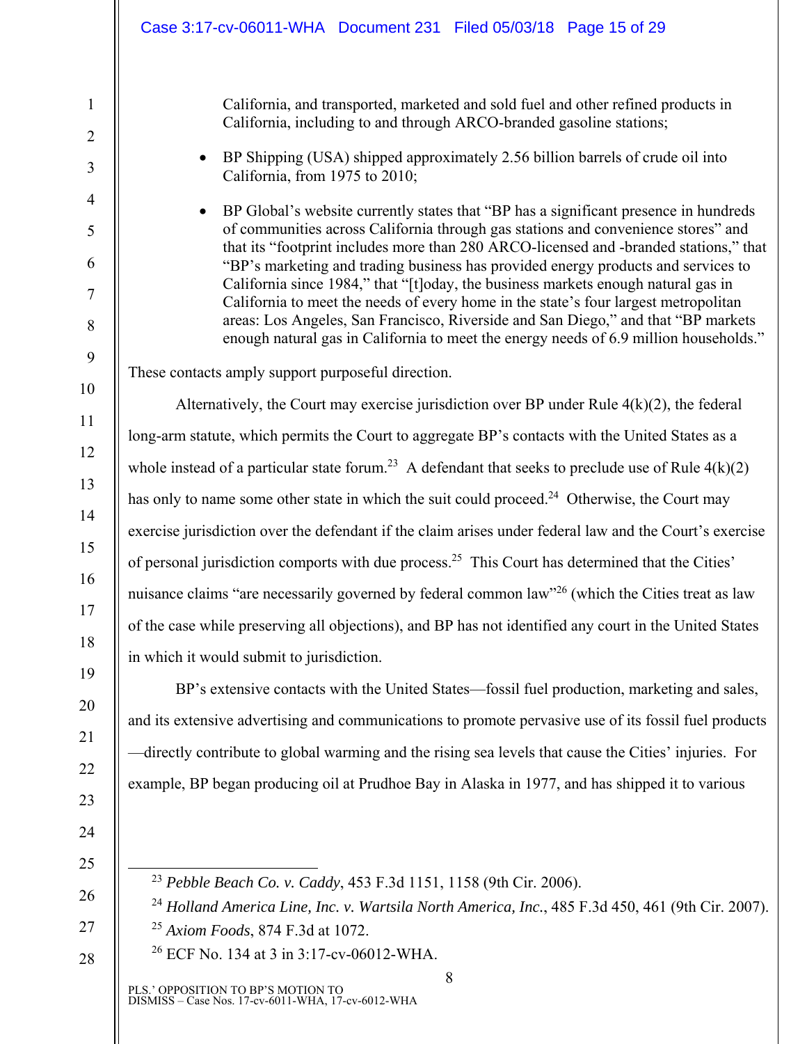California, and transported, marketed and sold fuel and other refined products in California, including to and through ARCO-branded gasoline stations;

- BP Shipping (USA) shipped approximately 2.56 billion barrels of crude oil into California, from 1975 to 2010;
- BP Global's website currently states that "BP has a significant presence in hundreds of communities across California through gas stations and convenience stores" and that its "footprint includes more than 280 ARCO-licensed and -branded stations," that "BP's marketing and trading business has provided energy products and services to California since 1984," that "[t]oday, the business markets enough natural gas in California to meet the needs of every home in the state's four largest metropolitan areas: Los Angeles, San Francisco, Riverside and San Diego," and that "BP markets enough natural gas in California to meet the energy needs of 6.9 million households."

These contacts amply support purposeful direction.

Alternatively, the Court may exercise jurisdiction over BP under Rule 4(k)(2), the federal long-arm statute, which permits the Court to aggregate BP's contacts with the United States as a whole instead of a particular state forum.[23] A defendant that seeks to preclude use of Rule 4(k)(2) has only to name some other state in which the suit could proceed.[24] Otherwise, the Court may exercise jurisdiction over the defendant if the claim arises under federal law and the Court's exercise of personal jurisdiction comports with due process.[25] This Court has determined that the Cities' nuisance claims "are necessarily governed by federal common law"[26] (which the Cities treat as law of the case while preserving all objections), and BP has not identified any court in the United States in which it would submit to jurisdiction.

BP's extensive contacts with the United States—fossil fuel production, marketing and sales, and its extensive advertising and communications to promote pervasive use of its fossil fuel products—directly contribute to global warming and the rising sea levels that cause the Cities' injuries. For example, BP began producing oil at Prudhoe Bay in Alaska in 1977, and has shipped it to various

---

[23] *Pebble Beach Co. v. Caddy*, 453 F.3d 1151, 1158 (9th Cir. 2006).

[24] *Holland America Line, Inc. v. Wartsila North America, Inc.*, 485 F.3d 450, 461 (9th Cir. 2007).

[25] *Axiom Foods*, 874 F.3d at 1072.

[26] ECF No. 134 at 3 in 3:17-cv-06012-WHA.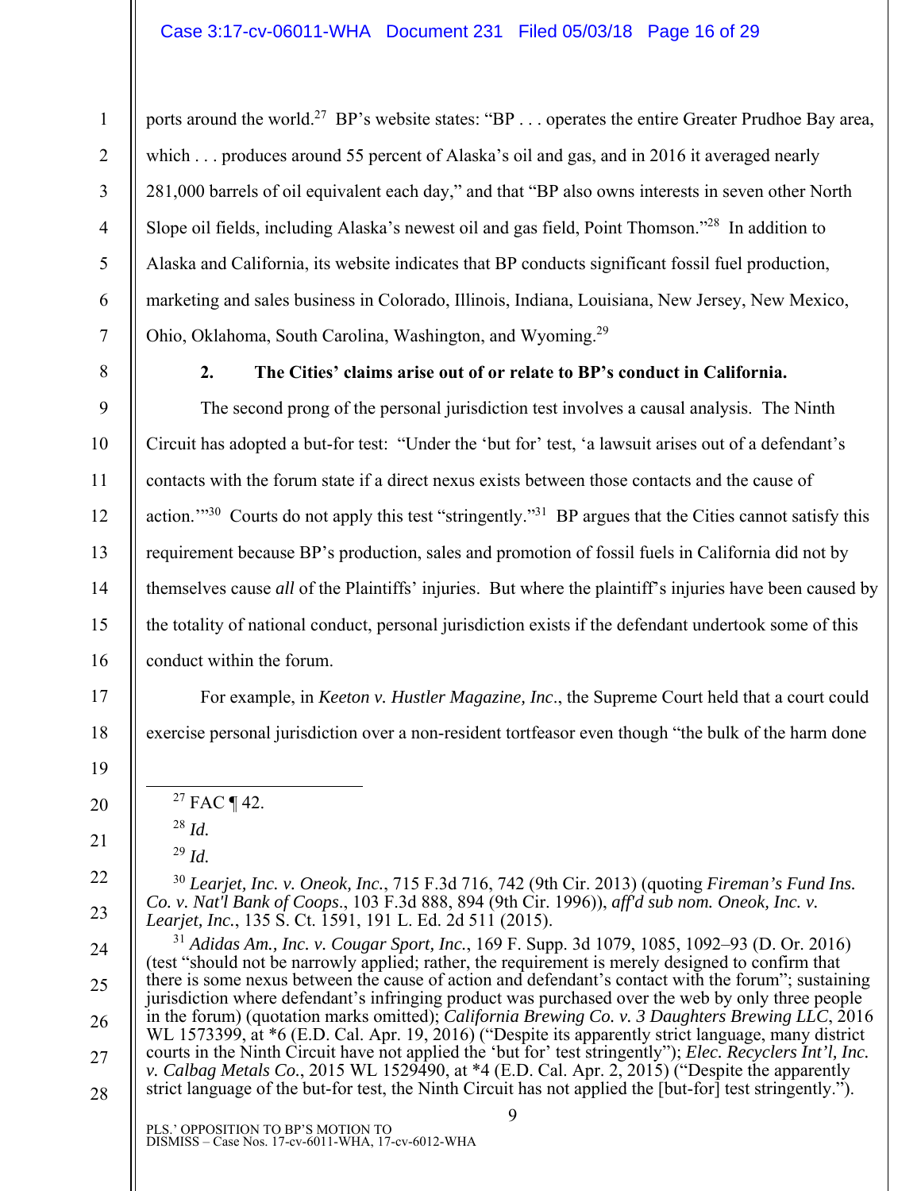ports around the world.[27] BP's website states: "BP . . . operates the entire Greater Prudhoe Bay area, which . . . produces around 55 percent of Alaska's oil and gas, and in 2016 it averaged nearly 281,000 barrels of oil equivalent each day," and that "BP also owns interests in seven other North Slope oil fields, including Alaska's newest oil and gas field, Point Thomson."[28] In addition to Alaska and California, its website indicates that BP conducts significant fossil fuel production, marketing and sales business in Colorado, Illinois, Indiana, Louisiana, New Jersey, New Mexico, Ohio, Oklahoma, South Carolina, Washington, and Wyoming.[29]

**2. The Cities' claims arise out of or relate to BP's conduct in California.**

The second prong of the personal jurisdiction test involves a causal analysis. The Ninth Circuit has adopted a but-for test: "Under the 'but for' test, 'a lawsuit arises out of a defendant's contacts with the forum state if a direct nexus exists between those contacts and the cause of action.'"[30] Courts do not apply this test "stringently."[31] BP argues that the Cities cannot satisfy this requirement because BP's production, sales and promotion of fossil fuels in California did not by themselves cause *all* of the Plaintiffs' injuries. But where the plaintiff's injuries have been caused by the totality of national conduct, personal jurisdiction exists if the defendant undertook some of this conduct within the forum.

For example, in *Keeton v. Hustler Magazine, Inc*., the Supreme Court held that a court could exercise personal jurisdiction over a non-resident tortfeasor even though "the bulk of the harm done

---

[27] FAC ¶ 42.

[28] *Id.*

[29] *Id.*

[30] *Learjet, Inc. v. Oneok, Inc.*, 715 F.3d 716, 742 (9th Cir. 2013) (quoting *Fireman's Fund Ins. Co. v. Nat'l Bank of Coops*., 103 F.3d 888, 894 (9th Cir. 1996)), *aff'd sub nom. Oneok, Inc. v. Learjet, Inc.*, 135 S. Ct. 1591, 191 L. Ed. 2d 511 (2015).

[31] *Adidas Am., Inc. v. Cougar Sport, Inc.*, 169 F. Supp. 3d 1079, 1085, 1092–93 (D. Or. 2016) (test "should not be narrowly applied; rather, the requirement is merely designed to confirm that there is some nexus between the cause of action and defendant's contact with the forum"; sustaining jurisdiction where defendant's infringing product was purchased over the web by only three people in the forum) (quotation marks omitted); *California Brewing Co. v. 3 Daughters Brewing LLC*, 2016 WL 1573399, at *6 (E.D. Cal. Apr. 19, 2016) ("Despite its apparently strict language, many district courts in the Ninth Circuit have not applied the 'but for' test stringently"); *Elec. Recyclers Int'l, Inc. v. Calbag Metals Co.*, 2015 WL 1529490, at *4 (E.D. Cal. Apr. 2, 2015) ("Despite the apparently strict language of the but-for test, the Ninth Circuit has not applied the [but-for] test stringently.").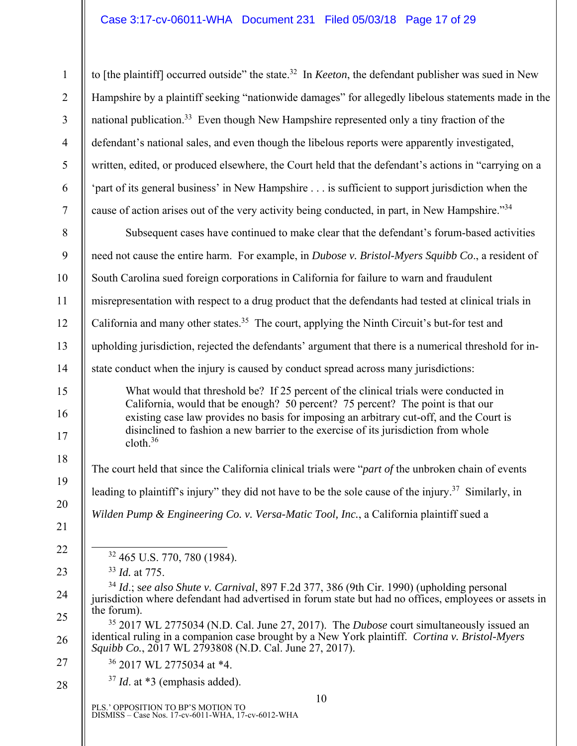to [the plaintiff] occurred outside" the state.[32] In *Keeton*, the defendant publisher was sued in New Hampshire by a plaintiff seeking "nationwide damages" for allegedly libelous statements made in the national publication.[33] Even though New Hampshire represented only a tiny fraction of the defendant's national sales, and even though the libelous reports were apparently investigated, written, edited, or produced elsewhere, the Court held that the defendant's actions in "carrying on a 'part of its general business' in New Hampshire . . . is sufficient to support jurisdiction when the cause of action arises out of the very activity being conducted, in part, in New Hampshire."[34]

Subsequent cases have continued to make clear that the defendant's forum-based activities need not cause the entire harm. For example, in *Dubose v. Bristol-Myers Squibb Co*., a resident of South Carolina sued foreign corporations in California for failure to warn and fraudulent misrepresentation with respect to a drug product that the defendants had tested at clinical trials in California and many other states.[35] The court, applying the Ninth Circuit's but-for test and upholding jurisdiction, rejected the defendants' argument that there is a numerical threshold for in-state conduct when the injury is caused by conduct spread across many jurisdictions:

> What would that threshold be? If 25 percent of the clinical trials were conducted in California, would that be enough? 50 percent? 75 percent? The point is that our existing case law provides no basis for imposing an arbitrary cut-off, and the Court is disinclined to fashion a new barrier to the exercise of its jurisdiction from whole cloth.[36]

The court held that since the California clinical trials were "*part of* the unbroken chain of events leading to plaintiff's injury" they did not have to be the sole cause of the injury.[37] Similarly, in *Wilden Pump & Engineering Co. v. Versa-Matic Tool, Inc.*, a California plaintiff sued a

---

[32] 465 U.S. 770, 780 (1984).

[33] *Id.* at 775.

[34] *Id.*; *see also Shute v. Carnival*, 897 F.2d 377, 386 (9th Cir. 1990) (upholding personal jurisdiction where defendant had advertised in forum state but had no offices, employees or assets in the forum).

[35] 2017 WL 2775034 (N.D. Cal. June 27, 2017). The *Dubose* court simultaneously issued an identical ruling in a companion case brought by a New York plaintiff. *Cortina v. Bristol-Myers Squibb Co.*, 2017 WL 2793808 (N.D. Cal. June 27, 2017).

[36] 2017 WL 2775034 at *4.

[37] *Id*. at *3 (emphasis added).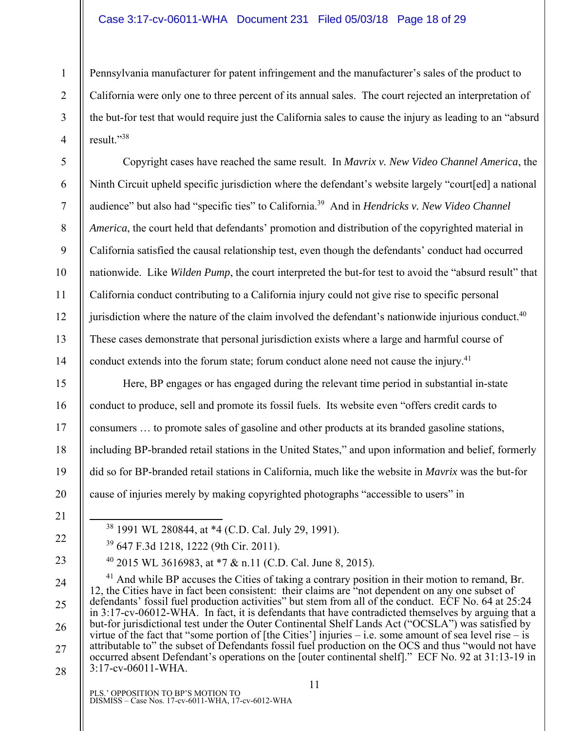Pennsylvania manufacturer for patent infringement and the manufacturer's sales of the product to California were only one to three percent of its annual sales. The court rejected an interpretation of the but-for test that would require just the California sales to cause the injury as leading to an "absurd result."[38]

Copyright cases have reached the same result. In *Mavrix v. New Video Channel America*, the Ninth Circuit upheld specific jurisdiction where the defendant's website largely "court[ed] a national audience" but also had "specific ties" to California.[39] And in *Hendricks v. New Video Channel America*, the court held that defendants' promotion and distribution of the copyrighted material in California satisfied the causal relationship test, even though the defendants' conduct had occurred nationwide. Like *Wilden Pump*, the court interpreted the but-for test to avoid the "absurd result" that California conduct contributing to a California injury could not give rise to specific personal jurisdiction where the nature of the claim involved the defendant's nationwide injurious conduct.[40] These cases demonstrate that personal jurisdiction exists where a large and harmful course of conduct extends into the forum state; forum conduct alone need not cause the injury.[41]

Here, BP engages or has engaged during the relevant time period in substantial in-state conduct to produce, sell and promote its fossil fuels. Its website even "offers credit cards to consumers … to promote sales of gasoline and other products at its branded gasoline stations, including BP-branded retail stations in the United States," and upon information and belief, formerly did so for BP-branded retail stations in California, much like the website in *Mavrix* was the but-for cause of injuries merely by making copyrighted photographs "accessible to users" in

[38] 1991 WL 280844, at *4 (C.D. Cal. July 29, 1991).

[39] 647 F.3d 1218, 1222 (9th Cir. 2011).

[40] 2015 WL 3616983, at *7 & n.11 (C.D. Cal. June 8, 2015).

[41] And while BP accuses the Cities of taking a contrary position in their motion to remand, Br. 12, the Cities have in fact been consistent: their claims are "not dependent on any one subset of defendants' fossil fuel production activities" but stem from all of the conduct. ECF No. 64 at 25:24 in 3:17-cv-06012-WHA. In fact, it is defendants that have contradicted themselves by arguing that a but-for jurisdictional test under the Outer Continental Shelf Lands Act ("OCSLA") was satisfied by virtue of the fact that "some portion of [the Cities'] injuries – i.e. some amount of sea level rise – is attributable to" the subset of Defendants fossil fuel production on the OCS and thus "would not have occurred absent Defendant's operations on the [outer continental shelf]." ECF No. 92 at 31:13-19 in 3:17-cv-06011-WHA.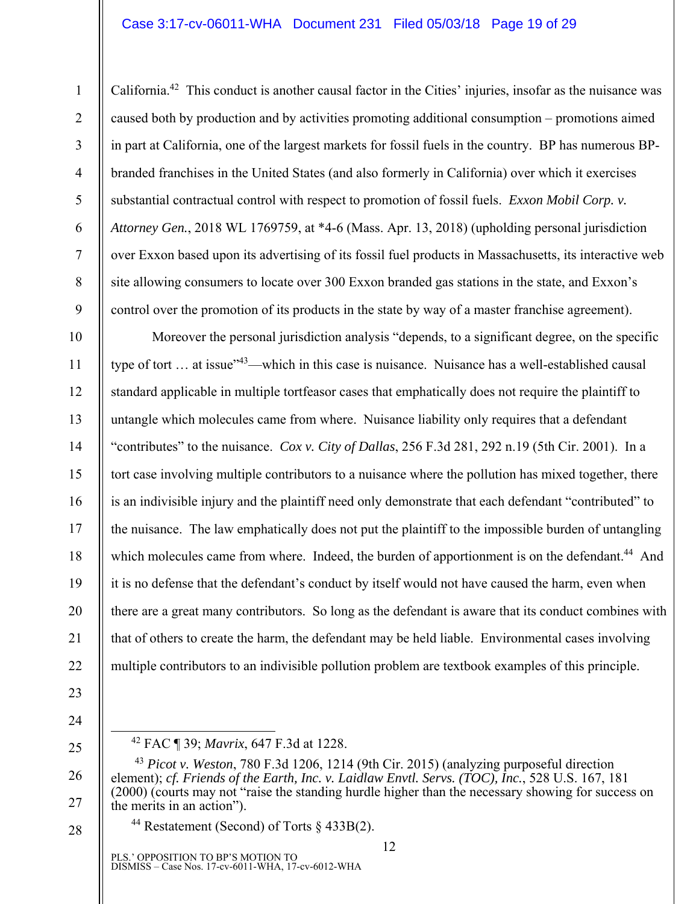California.[42] This conduct is another causal factor in the Cities' injuries, insofar as the nuisance was caused both by production and by activities promoting additional consumption – promotions aimed in part at California, one of the largest markets for fossil fuels in the country. BP has numerous BP-branded franchises in the United States (and also formerly in California) over which it exercises substantial contractual control with respect to promotion of fossil fuels. *Exxon Mobil Corp. v. Attorney Gen.*, 2018 WL 1769759, at *4-6 (Mass. Apr. 13, 2018) (upholding personal jurisdiction over Exxon based upon its advertising of its fossil fuel products in Massachusetts, its interactive web site allowing consumers to locate over 300 Exxon branded gas stations in the state, and Exxon's control over the promotion of its products in the state by way of a master franchise agreement).

Moreover the personal jurisdiction analysis "depends, to a significant degree, on the specific type of tort … at issue"[43]—which in this case is nuisance. Nuisance has a well-established causal standard applicable in multiple tortfeasor cases that emphatically does not require the plaintiff to untangle which molecules came from where. Nuisance liability only requires that a defendant "contributes" to the nuisance. *Cox v. City of Dallas*, 256 F.3d 281, 292 n.19 (5th Cir. 2001). In a tort case involving multiple contributors to a nuisance where the pollution has mixed together, there is an indivisible injury and the plaintiff need only demonstrate that each defendant "contributed" to the nuisance. The law emphatically does not put the plaintiff to the impossible burden of untangling which molecules came from where. Indeed, the burden of apportionment is on the defendant.[44] And it is no defense that the defendant's conduct by itself would not have caused the harm, even when there are a great many contributors. So long as the defendant is aware that its conduct combines with that of others to create the harm, the defendant may be held liable. Environmental cases involving multiple contributors to an indivisible pollution problem are textbook examples of this principle.

---

[42] FAC ¶ 39; *Mavrix*, 647 F.3d at 1228.

[43] *Picot v. Weston*, 780 F.3d 1206, 1214 (9th Cir. 2015) (analyzing purposeful direction element); *cf. Friends of the Earth, Inc. v. Laidlaw Envtl. Servs. (TOC), Inc.*, 528 U.S. 167, 181 (2000) (courts may not "raise the standing hurdle higher than the necessary showing for success on the merits in an action").

[44] Restatement (Second) of Torts § 433B(2).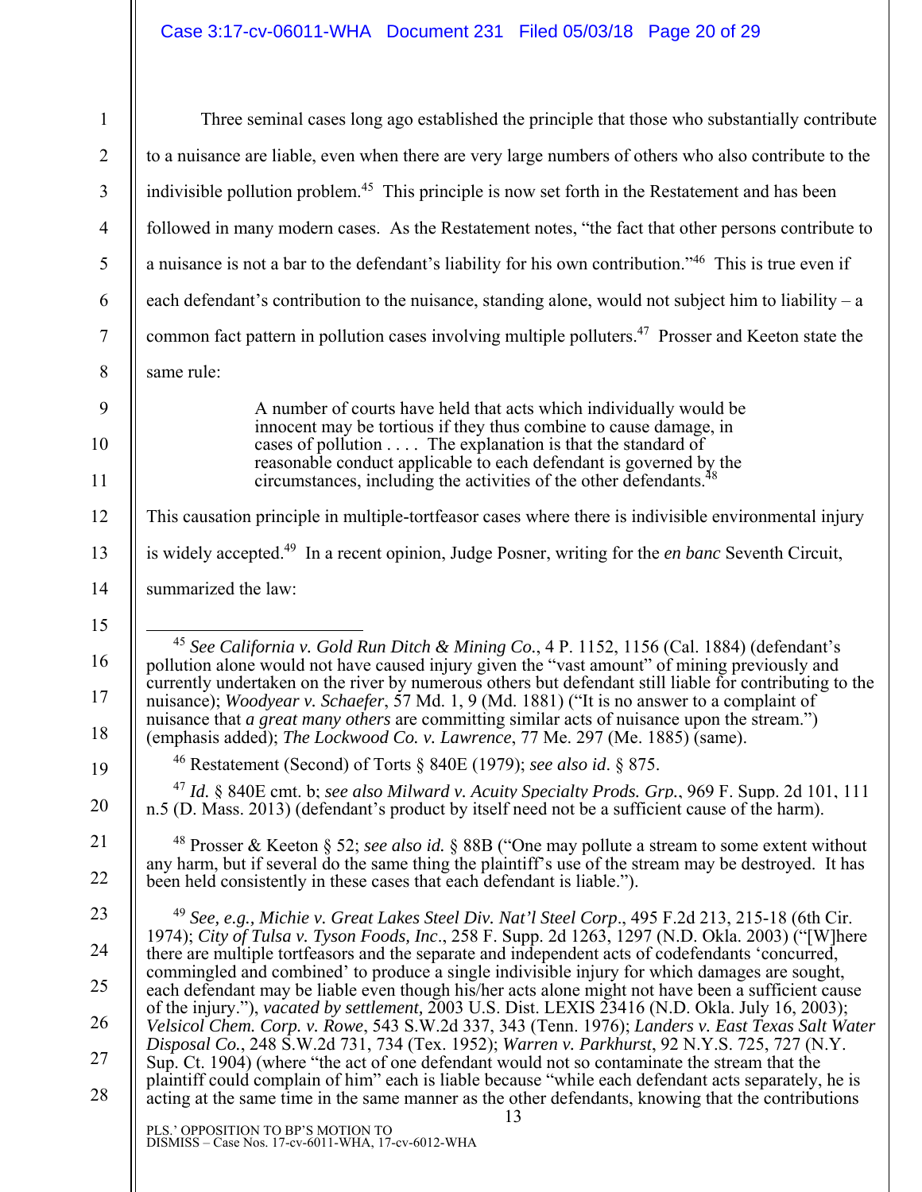Three seminal cases long ago established the principle that those who substantially contribute to a nuisance are liable, even when there are very large numbers of others who also contribute to the indivisible pollution problem.[45] This principle is now set forth in the Restatement and has been followed in many modern cases. As the Restatement notes, "the fact that other persons contribute to a nuisance is not a bar to the defendant's liability for his own contribution."[46] This is true even if each defendant's contribution to the nuisance, standing alone, would not subject him to liability – a common fact pattern in pollution cases involving multiple polluters.[47] Prosser and Keeton state the same rule:

> A number of courts have held that acts which individually would be innocent may be tortious if they thus combine to cause damage, in cases of pollution . . . . The explanation is that the standard of reasonable conduct applicable to each defendant is governed by the circumstances, including the activities of the other defendants.[48]

This causation principle in multiple-tortfeasor cases where there is indivisible environmental injury is widely accepted.[49] In a recent opinion, Judge Posner, writing for the *en banc* Seventh Circuit, summarized the law:

---

[45] *See California v. Gold Run Ditch & Mining Co.*, 4 P. 1152, 1156 (Cal. 1884) (defendant's pollution alone would not have caused injury given the "vast amount" of mining previously and currently undertaken on the river by numerous others but defendant still liable for contributing to the nuisance); *Woodyear v. Schaefer*, 57 Md. 1, 9 (Md. 1881) ("It is no answer to a complaint of nuisance that *a great many others* are committing similar acts of nuisance upon the stream.") (emphasis added); *The Lockwood Co. v. Lawrence*, 77 Me. 297 (Me. 1885) (same).

[46] Restatement (Second) of Torts § 840E (1979); *see also id*. § 875.

[47] *Id.* § 840E cmt. b; *see also Milward v. Acuity Specialty Prods. Grp.*, 969 F. Supp. 2d 101, 111 n.5 (D. Mass. 2013) (defendant's product by itself need not be a sufficient cause of the harm).

[48] Prosser & Keeton § 52; *see also id.* § 88B ("One may pollute a stream to some extent without any harm, but if several do the same thing the plaintiff's use of the stream may be destroyed. It has been held consistently in these cases that each defendant is liable.").

[49] *See, e.g., Michie v. Great Lakes Steel Div. Nat'l Steel Corp*., 495 F.2d 213, 215-18 (6th Cir. 1974); *City of Tulsa v. Tyson Foods, Inc*., 258 F. Supp. 2d 1263, 1297 (N.D. Okla. 2003) ("[W]here there are multiple tortfeasors and the separate and independent acts of codefendants 'concurred, commingled and combined' to produce a single indivisible injury for which damages are sought, each defendant may be liable even though his/her acts alone might not have been a sufficient cause of the injury."), *vacated by settlement*, 2003 U.S. Dist. LEXIS 23416 (N.D. Okla. July 16, 2003); *Velsicol Chem. Corp. v. Rowe*, 543 S.W.2d 337, 343 (Tenn. 1976); *Landers v. East Texas Salt Water Disposal Co.*, 248 S.W.2d 731, 734 (Tex. 1952); *Warren v. Parkhurst*, 92 N.Y.S. 725, 727 (N.Y. Sup. Ct. 1904) (where "the act of one defendant would not so contaminate the stream that the plaintiff could complain of him" each is liable because "while each defendant acts separately, he is acting at the same time in the same manner as the other defendants, knowing that the contributions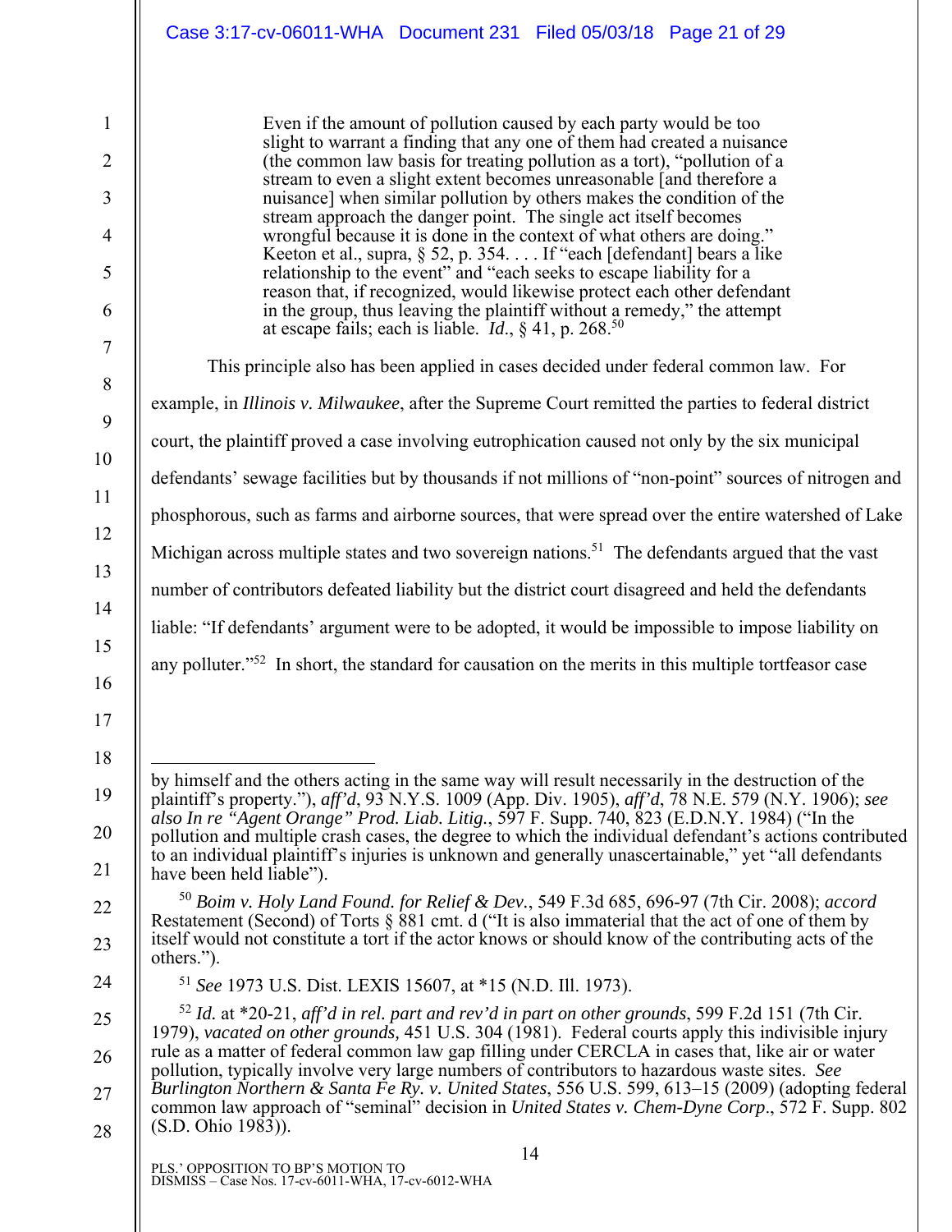> Even if the amount of pollution caused by each party would be too slight to warrant a finding that any one of them had created a nuisance (the common law basis for treating pollution as a tort), "pollution of a stream to even a slight extent becomes unreasonable [and therefore a nuisance] when similar pollution by others makes the condition of the stream approach the danger point. The single act itself becomes wrongful because it is done in the context of what others are doing." Keeton et al., supra, § 52, p. 354. . . . If "each [defendant] bears a like relationship to the event" and "each seeks to escape liability for a reason that, if recognized, would likewise protect each other defendant in the group, thus leaving the plaintiff without a remedy," the attempt at escape fails; each is liable. *Id.*, § 41, p. 268.[50]

This principle also has been applied in cases decided under federal common law. For example, in *Illinois v. Milwaukee*, after the Supreme Court remitted the parties to federal district court, the plaintiff proved a case involving eutrophication caused not only by the six municipal defendants' sewage facilities but by thousands if not millions of "non-point" sources of nitrogen and phosphorous, such as farms and airborne sources, that were spread over the entire watershed of Lake Michigan across multiple states and two sovereign nations.[51] The defendants argued that the vast number of contributors defeated liability but the district court disagreed and held the defendants liable: "If defendants' argument were to be adopted, it would be impossible to impose liability on any polluter."[52] In short, the standard for causation on the merits in this multiple tortfeasor case

---

by himself and the others acting in the same way will result necessarily in the destruction of the plaintiff's property."), *aff'd*, 93 N.Y.S. 1009 (App. Div. 1905), *aff'd*, 78 N.E. 579 (N.Y. 1906); *see also In re "Agent Orange" Prod. Liab. Litig.*, 597 F. Supp. 740, 823 (E.D.N.Y. 1984) ("In the pollution and multiple crash cases, the degree to which the individual defendant's actions contributed to an individual plaintiff's injuries is unknown and generally unascertainable," yet "all defendants have been held liable").

[50] *Boim v. Holy Land Found. for Relief & Dev.*, 549 F.3d 685, 696-97 (7th Cir. 2008); *accord* Restatement (Second) of Torts § 881 cmt. d ("It is also immaterial that the act of one of them by itself would not constitute a tort if the actor knows or should know of the contributing acts of the others.").

[51] *See* 1973 U.S. Dist. LEXIS 15607, at *15 (N.D. Ill. 1973).

[52] *Id.* at *20-21, *aff'd in rel. part and rev'd in part on other grounds*, 599 F.2d 151 (7th Cir. 1979), *vacated on other grounds,* 451 U.S. 304 (1981). Federal courts apply this indivisible injury rule as a matter of federal common law gap filling under CERCLA in cases that, like air or water pollution, typically involve very large numbers of contributors to hazardous waste sites. *See Burlington Northern & Santa Fe Ry. v. United States*, 556 U.S. 599, 613–15 (2009) (adopting federal common law approach of "seminal" decision in *United States v. Chem-Dyne Corp*., 572 F. Supp. 802 (S.D. Ohio 1983)).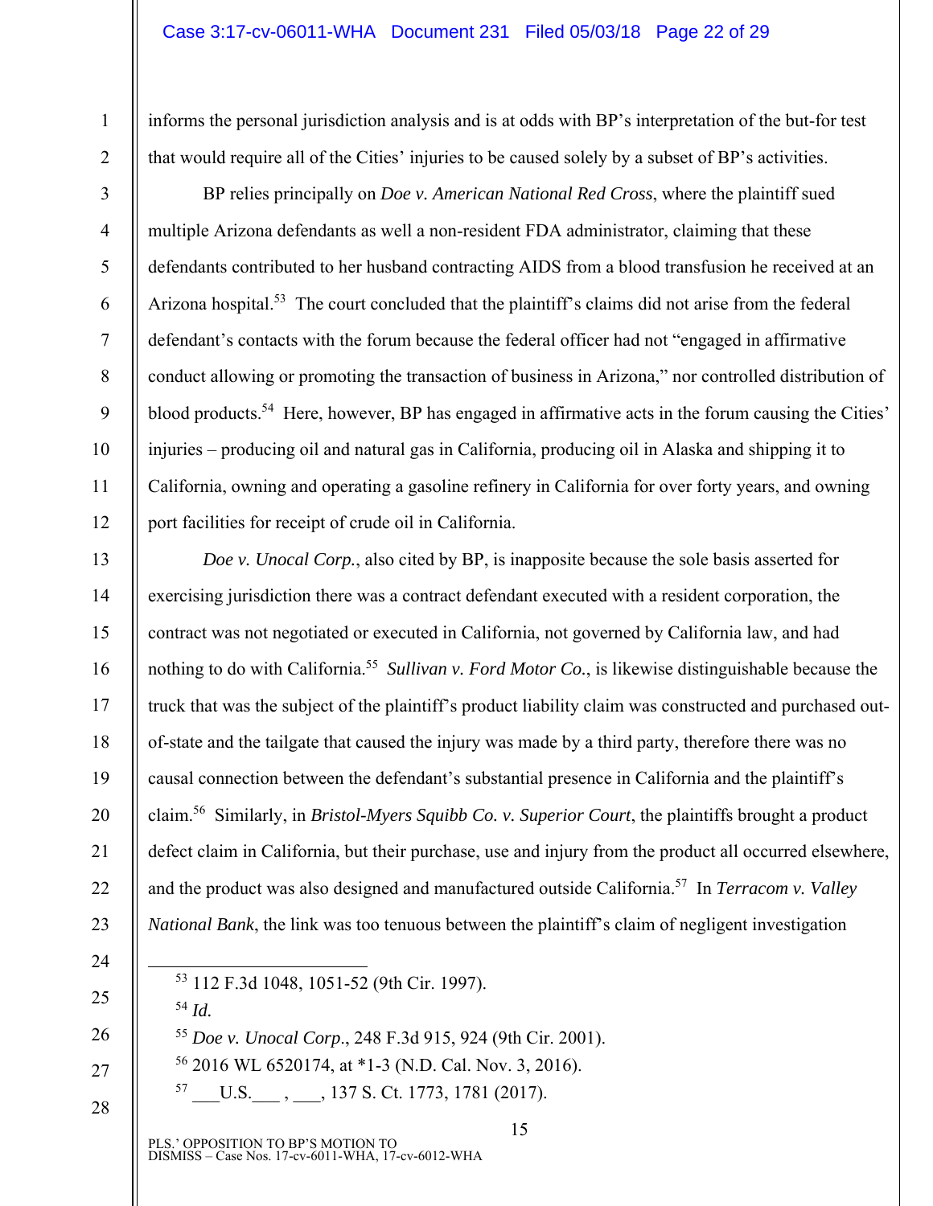informs the personal jurisdiction analysis and is at odds with BP's interpretation of the but-for test that would require all of the Cities' injuries to be caused solely by a subset of BP's activities.

BP relies principally on *Doe v. American National Red Cross*, where the plaintiff sued multiple Arizona defendants as well a non-resident FDA administrator, claiming that these defendants contributed to her husband contracting AIDS from a blood transfusion he received at an Arizona hospital.[53] The court concluded that the plaintiff's claims did not arise from the federal defendant's contacts with the forum because the federal officer had not "engaged in affirmative conduct allowing or promoting the transaction of business in Arizona," nor controlled distribution of blood products.[54] Here, however, BP has engaged in affirmative acts in the forum causing the Cities' injuries – producing oil and natural gas in California, producing oil in Alaska and shipping it to California, owning and operating a gasoline refinery in California for over forty years, and owning port facilities for receipt of crude oil in California.

*Doe v. Unocal Corp.*, also cited by BP, is inapposite because the sole basis asserted for exercising jurisdiction there was a contract defendant executed with a resident corporation, the contract was not negotiated or executed in California, not governed by California law, and had nothing to do with California.[55] *Sullivan v. Ford Motor Co.*, is likewise distinguishable because the truck that was the subject of the plaintiff's product liability claim was constructed and purchased out-of-state and the tailgate that caused the injury was made by a third party, therefore there was no causal connection between the defendant's substantial presence in California and the plaintiff's claim.[56] Similarly, in *Bristol-Myers Squibb Co. v. Superior Court*, the plaintiffs brought a product defect claim in California, but their purchase, use and injury from the product all occurred elsewhere, and the product was also designed and manufactured outside California.[57] In *Terracom v. Valley National Bank*, the link was too tenuous between the plaintiff's claim of negligent investigation

---

[53] 112 F.3d 1048, 1051-52 (9th Cir. 1997).

[54] *Id.*

[55] *Doe v. Unocal Corp.*, 248 F.3d 915, 924 (9th Cir. 2001).

[56] 2016 WL 6520174, at *1-3 (N.D. Cal. Nov. 3, 2016).

[57] ___U.S.___ , ___, 137 S. Ct. 1773, 1781 (2017).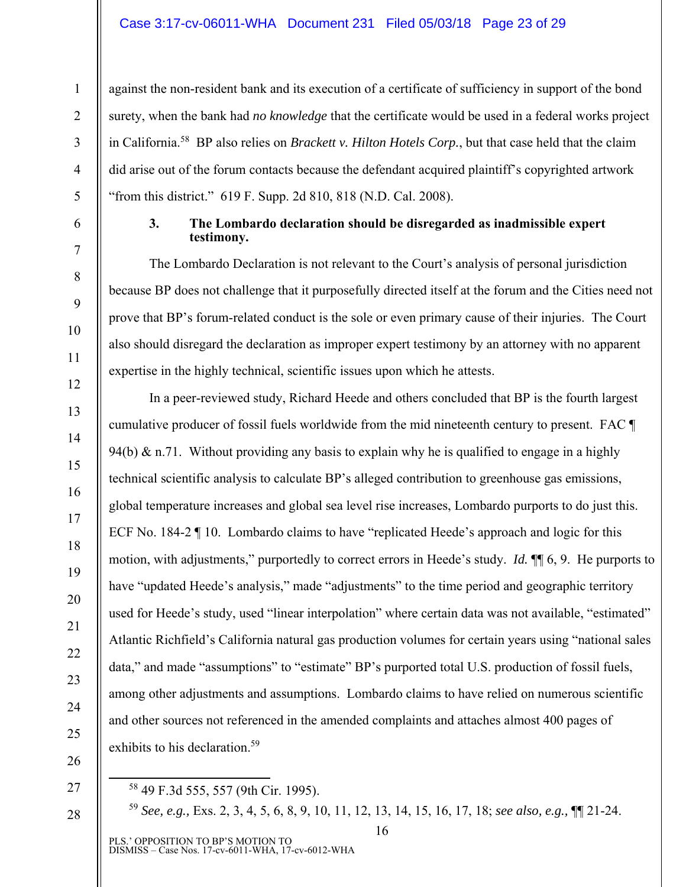against the non-resident bank and its execution of a certificate of sufficiency in support of the bond surety, when the bank had *no knowledge* that the certificate would be used in a federal works project in California.[58] BP also relies on *Brackett v. Hilton Hotels Corp.*, but that case held that the claim did arise out of the forum contacts because the defendant acquired plaintiff's copyrighted artwork "from this district." 619 F. Supp. 2d 810, 818 (N.D. Cal. 2008).

### 3. The Lombardo declaration should be disregarded as inadmissible expert testimony.

The Lombardo Declaration is not relevant to the Court's analysis of personal jurisdiction because BP does not challenge that it purposefully directed itself at the forum and the Cities need not prove that BP's forum-related conduct is the sole or even primary cause of their injuries. The Court also should disregard the declaration as improper expert testimony by an attorney with no apparent expertise in the highly technical, scientific issues upon which he attests.

In a peer-reviewed study, Richard Heede and others concluded that BP is the fourth largest cumulative producer of fossil fuels worldwide from the mid nineteenth century to present. FAC ¶ 94(b) & n.71. Without providing any basis to explain why he is qualified to engage in a highly technical scientific analysis to calculate BP's alleged contribution to greenhouse gas emissions, global temperature increases and global sea level rise increases, Lombardo purports to do just this. ECF No. 184-2 ¶ 10. Lombardo claims to have "replicated Heede's approach and logic for this motion, with adjustments," purportedly to correct errors in Heede's study. *Id.* ¶¶ 6, 9. He purports to have "updated Heede's analysis," made "adjustments" to the time period and geographic territory used for Heede's study, used "linear interpolation" where certain data was not available, "estimated" Atlantic Richfield's California natural gas production volumes for certain years using "national sales data," and made "assumptions" to "estimate" BP's purported total U.S. production of fossil fuels, among other adjustments and assumptions. Lombardo claims to have relied on numerous scientific and other sources not referenced in the amended complaints and attaches almost 400 pages of exhibits to his declaration.[59]

---

[58] 49 F.3d 555, 557 (9th Cir. 1995).

[59] *See, e.g.,* Exs. 2, 3, 4, 5, 6, 8, 9, 10, 11, 12, 13, 14, 15, 16, 17, 18; *see also, e.g.,* ¶¶ 21-24.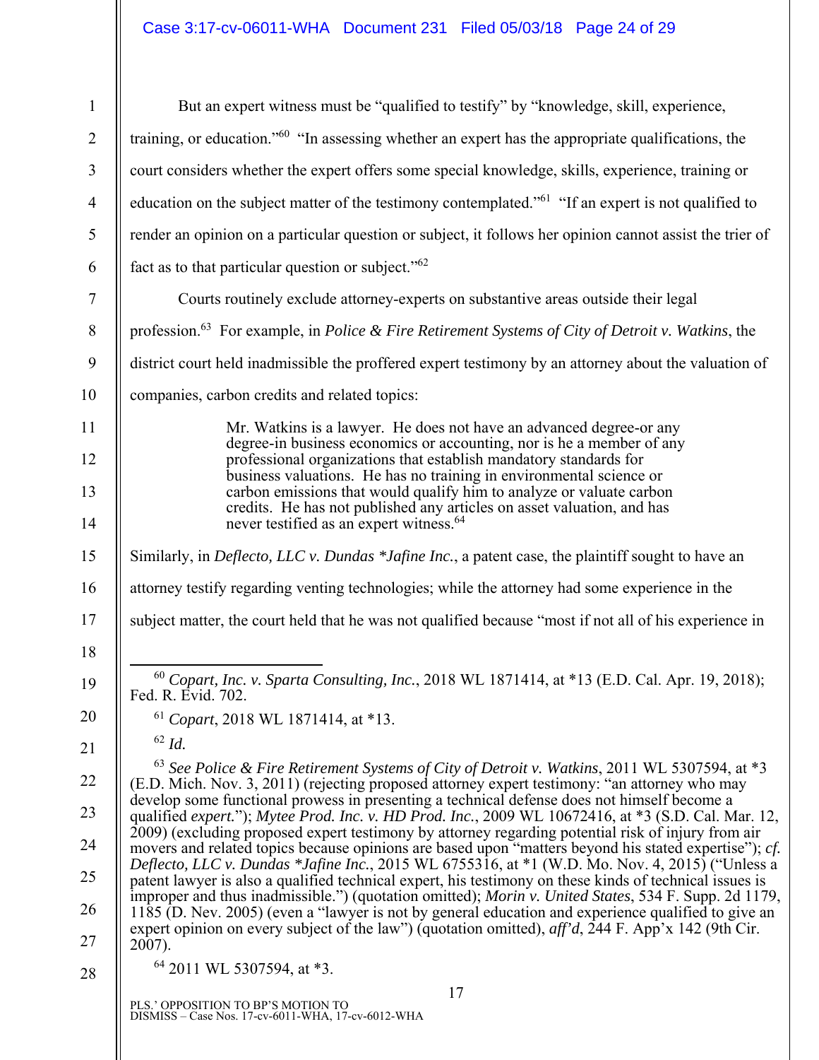But an expert witness must be "qualified to testify" by "knowledge, skill, experience, training, or education."[60] "In assessing whether an expert has the appropriate qualifications, the court considers whether the expert offers some special knowledge, skills, experience, training or education on the subject matter of the testimony contemplated."[61] "If an expert is not qualified to render an opinion on a particular question or subject, it follows her opinion cannot assist the trier of fact as to that particular question or subject."[62]

Courts routinely exclude attorney-experts on substantive areas outside their legal profession.[63] For example, in *Police & Fire Retirement Systems of City of Detroit v. Watkins*, the district court held inadmissible the proffered expert testimony by an attorney about the valuation of companies, carbon credits and related topics:

> Mr. Watkins is a lawyer. He does not have an advanced degree-or any degree-in business economics or accounting, nor is he a member of any professional organizations that establish mandatory standards for business valuations. He has no training in environmental science or carbon emissions that would qualify him to analyze or valuate carbon credits. He has not published any articles on asset valuation, and has never testified as an expert witness.[64]

Similarly, in *Deflecto, LLC v. Dundas *Jafine Inc.*, a patent case, the plaintiff sought to have an attorney testify regarding venting technologies; while the attorney had some experience in the subject matter, the court held that he was not qualified because "most if not all of his experience in

---

[60] *Copart, Inc. v. Sparta Consulting, Inc.*, 2018 WL 1871414, at *13 (E.D. Cal. Apr. 19, 2018); Fed. R. Evid. 702.

[61] *Copart*, 2018 WL 1871414, at *13.

[62] *Id.*

[63] *See Police & Fire Retirement Systems of City of Detroit v. Watkins*, 2011 WL 5307594, at *3 (E.D. Mich. Nov. 3, 2011) (rejecting proposed attorney expert testimony: "an attorney who may develop some functional prowess in presenting a technical defense does not himself become a qualified *expert*."); *Mytee Prod. Inc. v. HD Prod. Inc.*, 2009 WL 10672416, at *3 (S.D. Cal. Mar. 12, 2009) (excluding proposed expert testimony by attorney regarding potential risk of injury from air movers and related topics because opinions are based upon "matters beyond his stated expertise"); *cf. Deflecto, LLC v. Dundas *Jafine Inc.*, 2015 WL 6755316, at *1 (W.D. Mo. Nov. 4, 2015) ("Unless a patent lawyer is also a qualified technical expert, his testimony on these kinds of technical issues is improper and thus inadmissible.") (quotation omitted); *Morin v. United States*, 534 F. Supp. 2d 1179, 1185 (D. Nev. 2005) (even a "lawyer is not by general education and experience qualified to give an expert opinion on every subject of the law") (quotation omitted), *aff'd*, 244 F. App'x 142 (9th Cir. 2007).

[64] 2011 WL 5307594, at *3.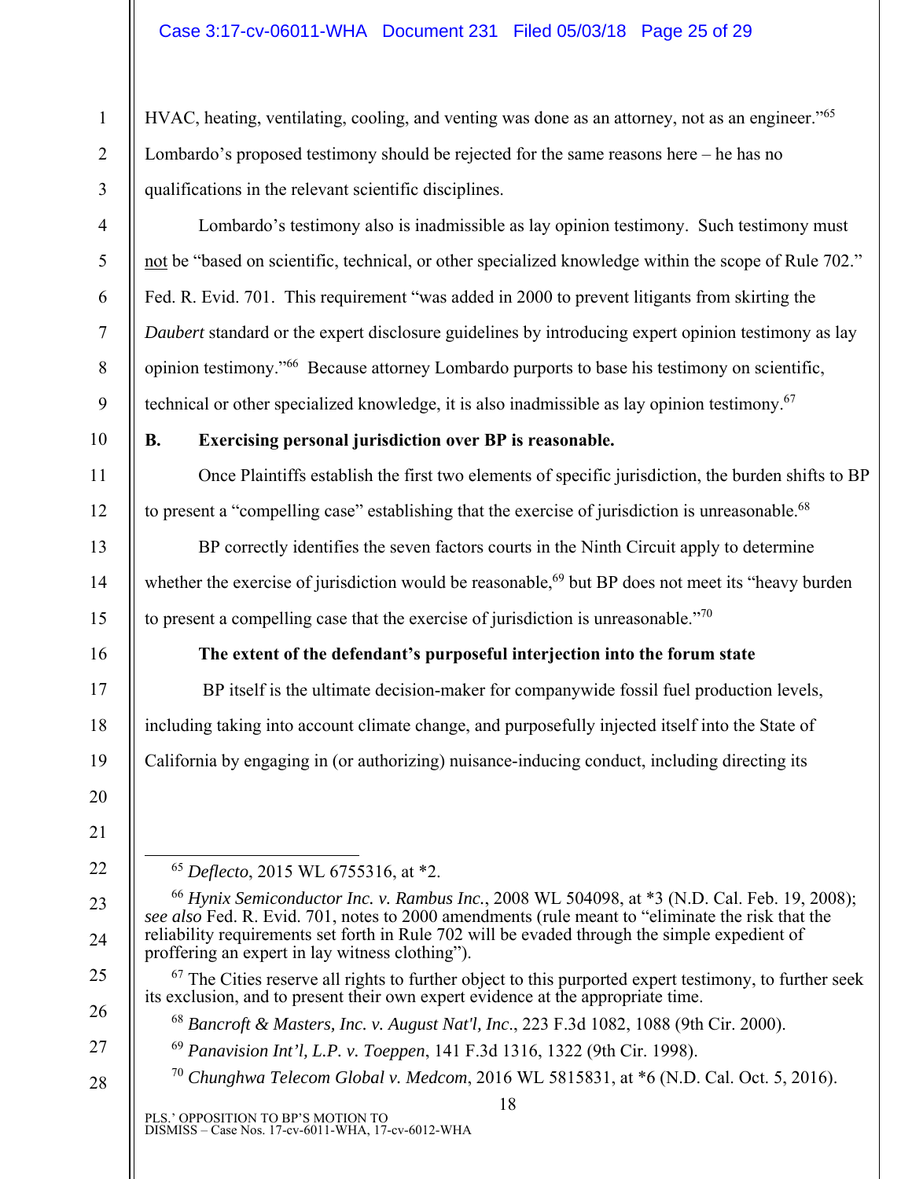HVAC, heating, ventilating, cooling, and venting was done as an attorney, not as an engineer."[65] Lombardo's proposed testimony should be rejected for the same reasons here – he has no qualifications in the relevant scientific disciplines.

Lombardo's testimony also is inadmissible as lay opinion testimony. Such testimony must not be "based on scientific, technical, or other specialized knowledge within the scope of Rule 702." Fed. R. Evid. 701. This requirement "was added in 2000 to prevent litigants from skirting the *Daubert* standard or the expert disclosure guidelines by introducing expert opinion testimony as lay opinion testimony."[66] Because attorney Lombardo purports to base his testimony on scientific, technical or other specialized knowledge, it is also inadmissible as lay opinion testimony.[67]

### B. Exercising personal jurisdiction over BP is reasonable.

Once Plaintiffs establish the first two elements of specific jurisdiction, the burden shifts to BP to present a "compelling case" establishing that the exercise of jurisdiction is unreasonable.[68]

BP correctly identifies the seven factors courts in the Ninth Circuit apply to determine whether the exercise of jurisdiction would be reasonable,[69] but BP does not meet its "heavy burden to present a compelling case that the exercise of jurisdiction is unreasonable."[70]

**The extent of the defendant's purposeful interjection into the forum state**

BP itself is the ultimate decision-maker for companywide fossil fuel production levels, including taking into account climate change, and purposefully injected itself into the State of California by engaging in (or authorizing) nuisance-inducing conduct, including directing its

---

[65] *Deflecto*, 2015 WL 6755316, at *2.

[66] *Hynix Semiconductor Inc. v. Rambus Inc.*, 2008 WL 504098, at *3 (N.D. Cal. Feb. 19, 2008); *see also* Fed. R. Evid. 701, notes to 2000 amendments (rule meant to "eliminate the risk that the reliability requirements set forth in Rule 702 will be evaded through the simple expedient of proffering an expert in lay witness clothing").

[67] The Cities reserve all rights to further object to this purported expert testimony, to further seek its exclusion, and to present their own expert evidence at the appropriate time.

[68] *Bancroft & Masters, Inc. v. August Nat'l, Inc.*, 223 F.3d 1082, 1088 (9th Cir. 2000).

[69] *Panavision Int'l, L.P. v. Toeppen*, 141 F.3d 1316, 1322 (9th Cir. 1998).

[70] *Chunghwa Telecom Global v. Medcom*, 2016 WL 5815831, at *6 (N.D. Cal. Oct. 5, 2016).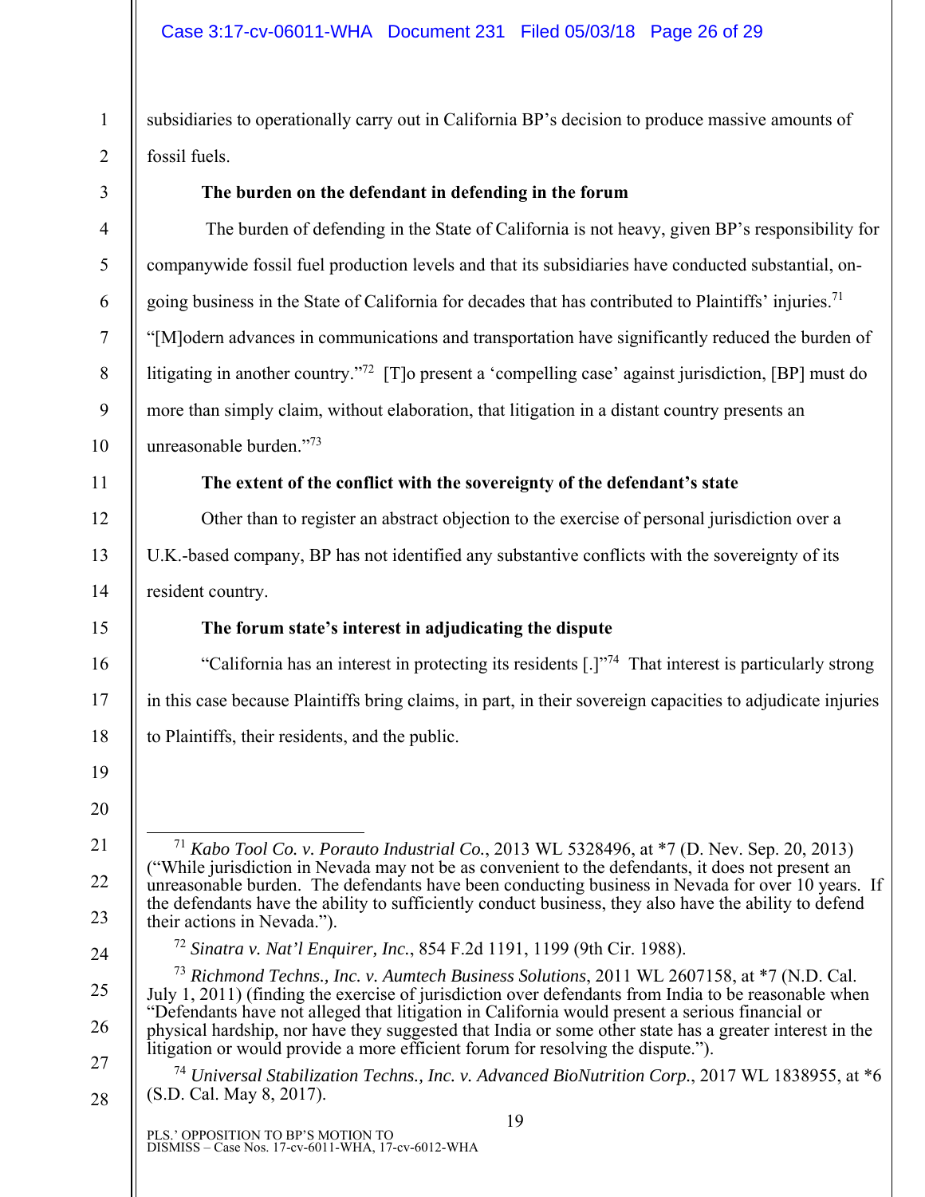subsidiaries to operationally carry out in California BP's decision to produce massive amounts of fossil fuels.

**The burden on the defendant in defending in the forum**

The burden of defending in the State of California is not heavy, given BP's responsibility for companywide fossil fuel production levels and that its subsidiaries have conducted substantial, on-going business in the State of California for decades that has contributed to Plaintiffs' injuries.[71] "[M]odern advances in communications and transportation have significantly reduced the burden of litigating in another country."[72] [T]o present a 'compelling case' against jurisdiction, [BP] must do more than simply claim, without elaboration, that litigation in a distant country presents an unreasonable burden."[73]

**The extent of the conflict with the sovereignty of the defendant's state**

Other than to register an abstract objection to the exercise of personal jurisdiction over a U.K.-based company, BP has not identified any substantive conflicts with the sovereignty of its resident country.

**The forum state's interest in adjudicating the dispute**

"California has an interest in protecting its residents [.]"[74] That interest is particularly strong in this case because Plaintiffs bring claims, in part, in their sovereign capacities to adjudicate injuries to Plaintiffs, their residents, and the public.

---

[71] *Kabo Tool Co. v. Porauto Industrial Co.*, 2013 WL 5328496, at *7 (D. Nev. Sep. 20, 2013) ("While jurisdiction in Nevada may not be as convenient to the defendants, it does not present an unreasonable burden. The defendants have been conducting business in Nevada for over 10 years. If the defendants have the ability to sufficiently conduct business, they also have the ability to defend their actions in Nevada.").

[72] *Sinatra v. Nat'l Enquirer, Inc.*, 854 F.2d 1191, 1199 (9th Cir. 1988).

[73] *Richmond Techns., Inc. v. Aumtech Business Solutions*, 2011 WL 2607158, at *7 (N.D. Cal. July 1, 2011) (finding the exercise of jurisdiction over defendants from India to be reasonable when "Defendants have not alleged that litigation in California would present a serious financial or physical hardship, nor have they suggested that India or some other state has a greater interest in the litigation or would provide a more efficient forum for resolving the dispute.").

[74] *Universal Stabilization Techns., Inc. v. Advanced BioNutrition Corp.*, 2017 WL 1838955, at *6 (S.D. Cal. May 8, 2017).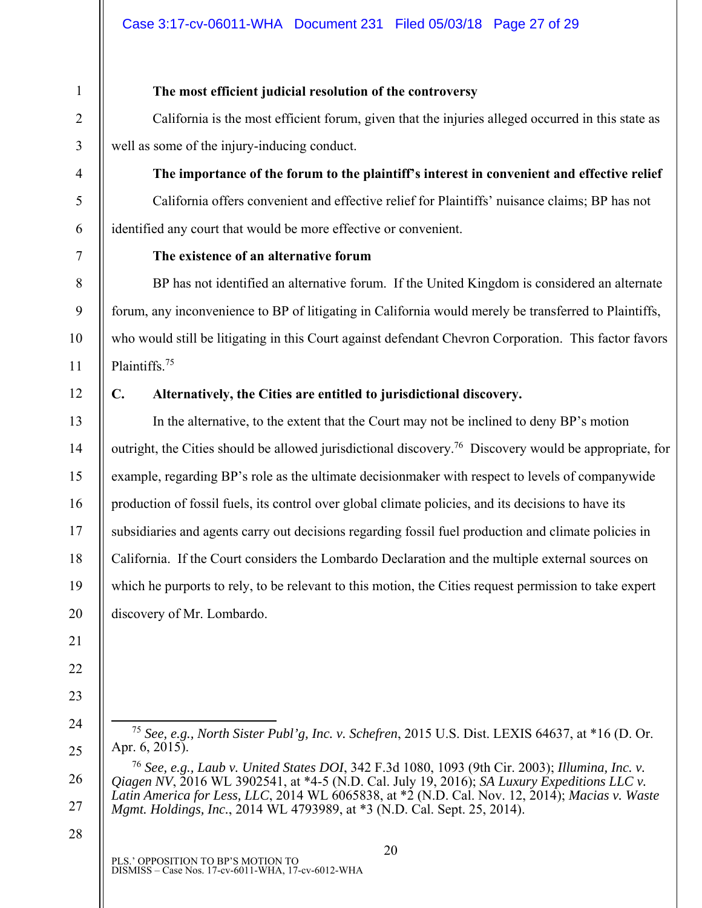**The most efficient judicial resolution of the controversy**

California is the most efficient forum, given that the injuries alleged occurred in this state as well as some of the injury-inducing conduct.

**The importance of the forum to the plaintiff's interest in convenient and effective relief**

California offers convenient and effective relief for Plaintiffs' nuisance claims; BP has not identified any court that would be more effective or convenient.

**The existence of an alternative forum**

BP has not identified an alternative forum. If the United Kingdom is considered an alternate forum, any inconvenience to BP of litigating in California would merely be transferred to Plaintiffs, who would still be litigating in this Court against defendant Chevron Corporation. This factor favors Plaintiffs.[75]

## C. Alternatively, the Cities are entitled to jurisdictional discovery.

In the alternative, to the extent that the Court may not be inclined to deny BP's motion outright, the Cities should be allowed jurisdictional discovery.[76] Discovery would be appropriate, for example, regarding BP's role as the ultimate decisionmaker with respect to levels of companywide production of fossil fuels, its control over global climate policies, and its decisions to have its subsidiaries and agents carry out decisions regarding fossil fuel production and climate policies in California. If the Court considers the Lombardo Declaration and the multiple external sources on which he purports to rely, to be relevant to this motion, the Cities request permission to take expert discovery of Mr. Lombardo.

---

[75] *See, e.g., North Sister Publ'g, Inc. v. Schefren*, 2015 U.S. Dist. LEXIS 64637, at *16 (D. Or. Apr. 6, 2015).

[76] *See, e.g., Laub v. United States DOI*, 342 F.3d 1080, 1093 (9th Cir. 2003); *Illumina, Inc. v. Qiagen NV*, 2016 WL 3902541, at *4-5 (N.D. Cal. July 19, 2016); *SA Luxury Expeditions LLC v. Latin America for Less, LLC*, 2014 WL 6065838, at *2 (N.D. Cal. Nov. 12, 2014); *Macias v. Waste Mgmt. Holdings, Inc.*, 2014 WL 4793989, at *3 (N.D. Cal. Sept. 25, 2014).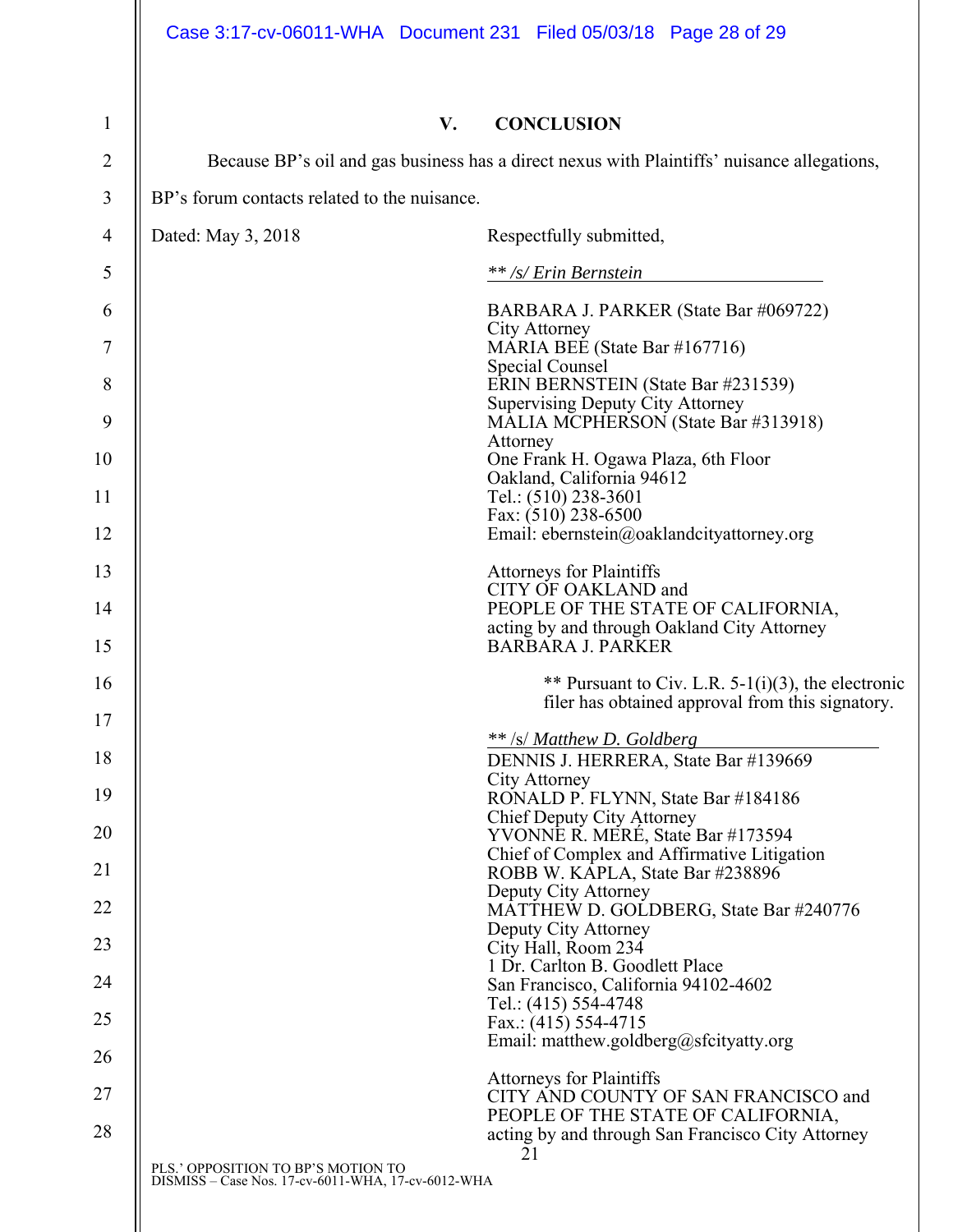## V. CONCLUSION

Because BP's oil and gas business has a direct nexus with Plaintiffs' nuisance allegations, BP's forum contacts related to the nuisance.

Dated: May 3, 2018

Respectfully submitted,

*\*\* /s/ Erin Bernstein*

BARBARA J. PARKER (State Bar #069722)
City Attorney
MARIA BEE (State Bar #167716)
Special Counsel
ERIN BERNSTEIN (State Bar #231539)
Supervising Deputy City Attorney
MALIA MCPHERSON (State Bar #313918)
Attorney
One Frank H. Ogawa Plaza, 6th Floor
Oakland, California 94612
Tel.: (510) 238-3601
Fax: (510) 238-6500
Email: ebernstein@oaklandcityattorney.org

Attorneys for Plaintiffs
CITY OF OAKLAND and
PEOPLE OF THE STATE OF CALIFORNIA,
acting by and through Oakland City Attorney
BARBARA J. PARKER

\*\* Pursuant to Civ. L.R. 5-1(i)(3), the electronic filer has obtained approval from this signatory.

*\*\* /s/ Matthew D. Goldberg*

DENNIS J. HERRERA, State Bar #139669
City Attorney
RONALD P. FLYNN, State Bar #184186
Chief Deputy City Attorney
YVONNE R. MERÉ, State Bar #173594
Chief of Complex and Affirmative Litigation
ROBB W. KAPLA, State Bar #238896
Deputy City Attorney
MATTHEW D. GOLDBERG, State Bar #240776
Deputy City Attorney
City Hall, Room 234
1 Dr. Carlton B. Goodlett Place
San Francisco, California 94102-4602
Tel.: (415) 554-4748
Fax.: (415) 554-4715
Email: matthew.goldberg@sfcityatty.org

Attorneys for Plaintiffs
CITY AND COUNTY OF SAN FRANCISCO and
PEOPLE OF THE STATE OF CALIFORNIA,
acting by and through San Francisco City Attorney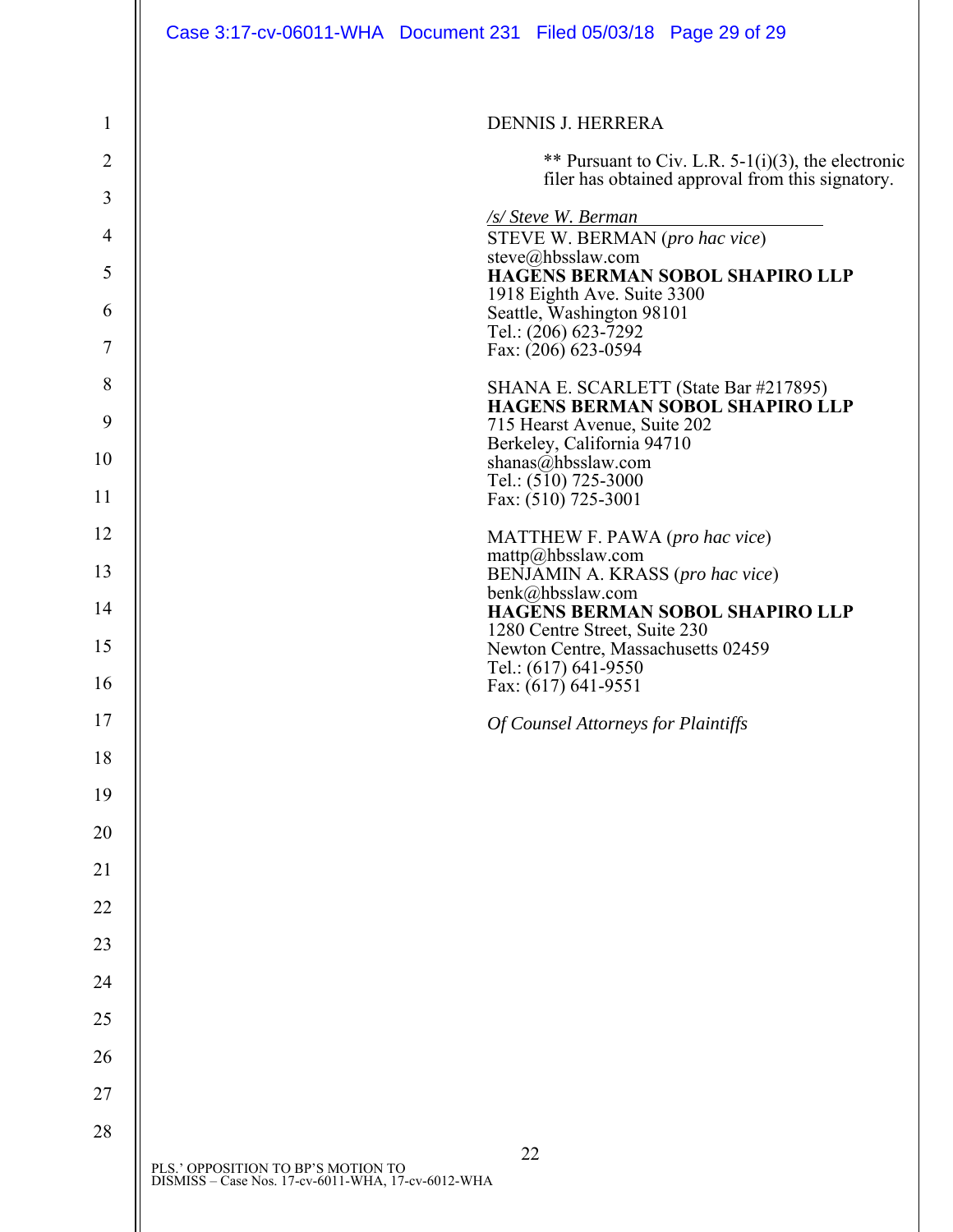DENNIS J. HERRERA

** Pursuant to Civ. L.R. 5-1(i)(3), the electronic filer has obtained approval from this signatory.

*/s/ Steve W. Berman*

STEVE W. BERMAN (*pro hac vice*)
steve@hbsslaw.com
**HAGENS BERMAN SOBOL SHAPIRO LLP**
1918 Eighth Ave. Suite 3300
Seattle, Washington 98101
Tel.: (206) 623-7292
Fax: (206) 623-0594

SHANA E. SCARLETT (State Bar #217895)
**HAGENS BERMAN SOBOL SHAPIRO LLP**
715 Hearst Avenue, Suite 202
Berkeley, California 94710
shanas@hbsslaw.com
Tel.: (510) 725-3000
Fax: (510) 725-3001

MATTHEW F. PAWA (*pro hac vice*)
mattp@hbsslaw.com
BENJAMIN A. KRASS (*pro hac vice*)
benk@hbsslaw.com
**HAGENS BERMAN SOBOL SHAPIRO LLP**
1280 Centre Street, Suite 230
Newton Centre, Massachusetts 02459
Tel.: (617) 641-9550
Fax: (617) 641-9551

*Of Counsel Attorneys for Plaintiffs*